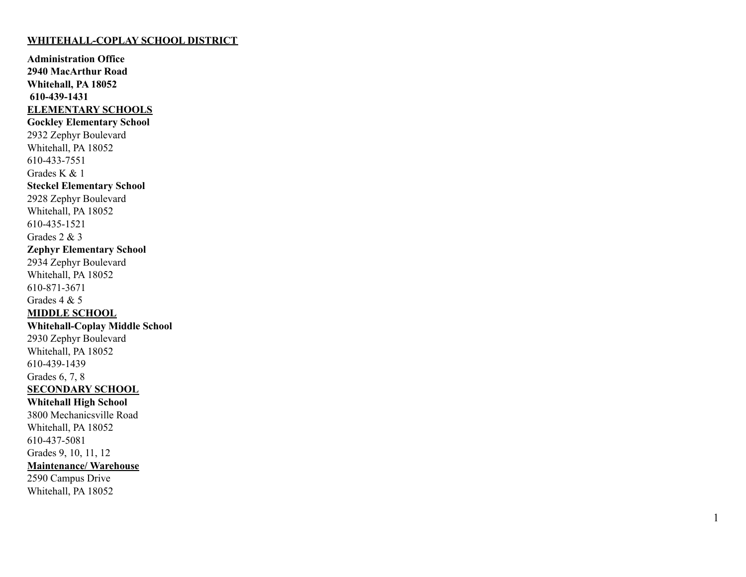# WHITEHALL-COPLAY SCHOOL DISTRICT

**Administration Office**
**2940 MacArthur Road**
**Whitehall, PA 18052**
**610-439-1431**

## ELEMENTARY SCHOOLS

**Gockley Elementary School**
2932 Zephyr Boulevard
Whitehall, PA 18052
610-433-7551
Grades K & 1

**Steckel Elementary School**
2928 Zephyr Boulevard
Whitehall, PA 18052
610-435-1521
Grades 2 & 3

**Zephyr Elementary School**
2934 Zephyr Boulevard
Whitehall, PA 18052
610-871-3671
Grades 4 & 5

## MIDDLE SCHOOL

**Whitehall-Coplay Middle School**
2930 Zephyr Boulevard
Whitehall, PA 18052
610-439-1439
Grades 6, 7, 8

## SECONDARY SCHOOL

**Whitehall High School**
3800 Mechanicsville Road
Whitehall, PA 18052
610-437-5081
Grades 9, 10, 11, 12

## Maintenance/ Warehouse

2590 Campus Drive
Whitehall, PA 18052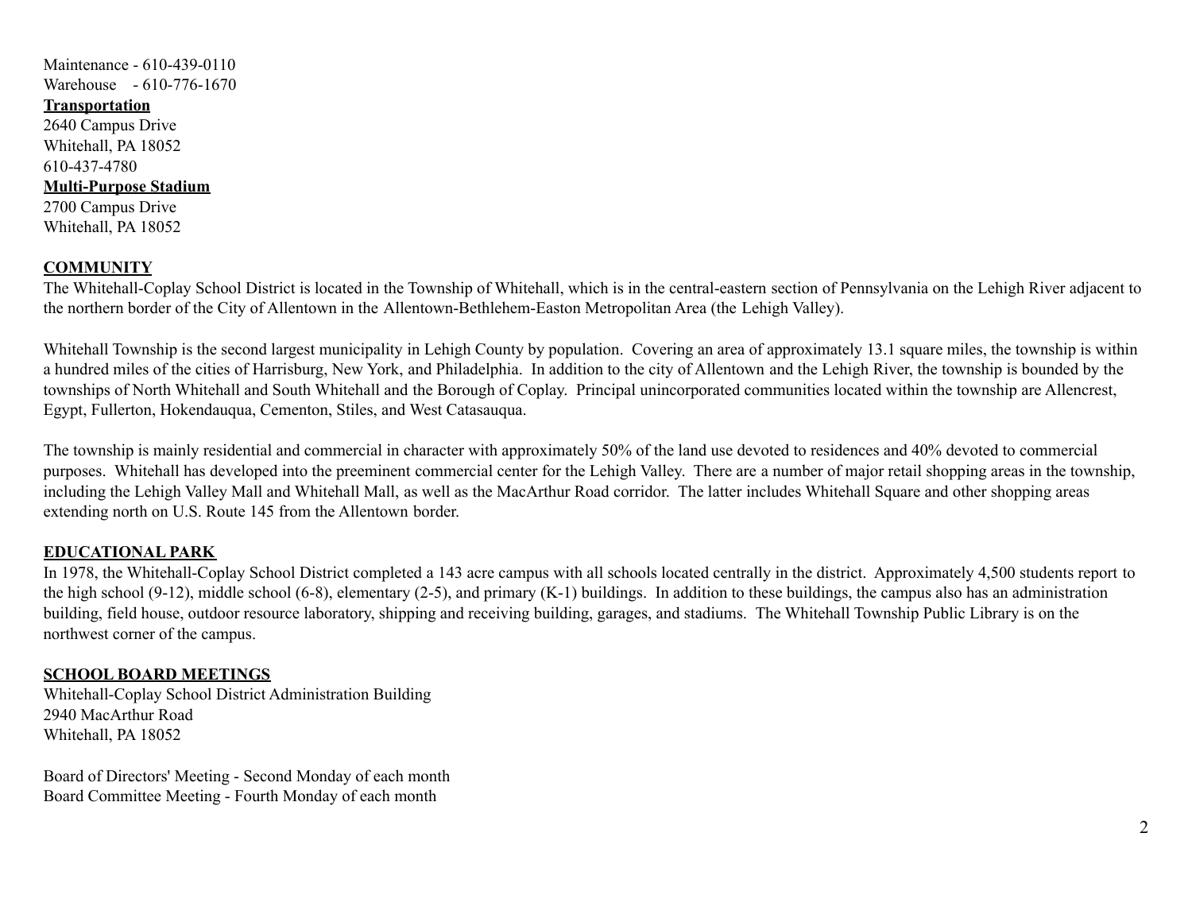Maintenance - 610-439-0110
Warehouse - 610-776-1670

**Transportation**
2640 Campus Drive
Whitehall, PA 18052
610-437-4780

**Multi-Purpose Stadium**
2700 Campus Drive
Whitehall, PA 18052

## COMMUNITY

The Whitehall-Coplay School District is located in the Township of Whitehall, which is in the central-eastern section of Pennsylvania on the Lehigh River adjacent to the northern border of the City of Allentown in the Allentown-Bethlehem-Easton Metropolitan Area (the Lehigh Valley).

Whitehall Township is the second largest municipality in Lehigh County by population. Covering an area of approximately 13.1 square miles, the township is within a hundred miles of the cities of Harrisburg, New York, and Philadelphia. In addition to the city of Allentown and the Lehigh River, the township is bounded by the townships of North Whitehall and South Whitehall and the Borough of Coplay. Principal unincorporated communities located within the township are Allencrest, Egypt, Fullerton, Hokendauqua, Cementon, Stiles, and West Catasauqua.

The township is mainly residential and commercial in character with approximately 50% of the land use devoted to residences and 40% devoted to commercial purposes. Whitehall has developed into the preeminent commercial center for the Lehigh Valley. There are a number of major retail shopping areas in the township, including the Lehigh Valley Mall and Whitehall Mall, as well as the MacArthur Road corridor. The latter includes Whitehall Square and other shopping areas extending north on U.S. Route 145 from the Allentown border.

## EDUCATIONAL PARK

In 1978, the Whitehall-Coplay School District completed a 143 acre campus with all schools located centrally in the district. Approximately 4,500 students report to the high school (9-12), middle school (6-8), elementary (2-5), and primary (K-1) buildings. In addition to these buildings, the campus also has an administration building, field house, outdoor resource laboratory, shipping and receiving building, garages, and stadiums. The Whitehall Township Public Library is on the northwest corner of the campus.

## SCHOOL BOARD MEETINGS

Whitehall-Coplay School District Administration Building
2940 MacArthur Road
Whitehall, PA 18052

Board of Directors' Meeting - Second Monday of each month
Board Committee Meeting - Fourth Monday of each month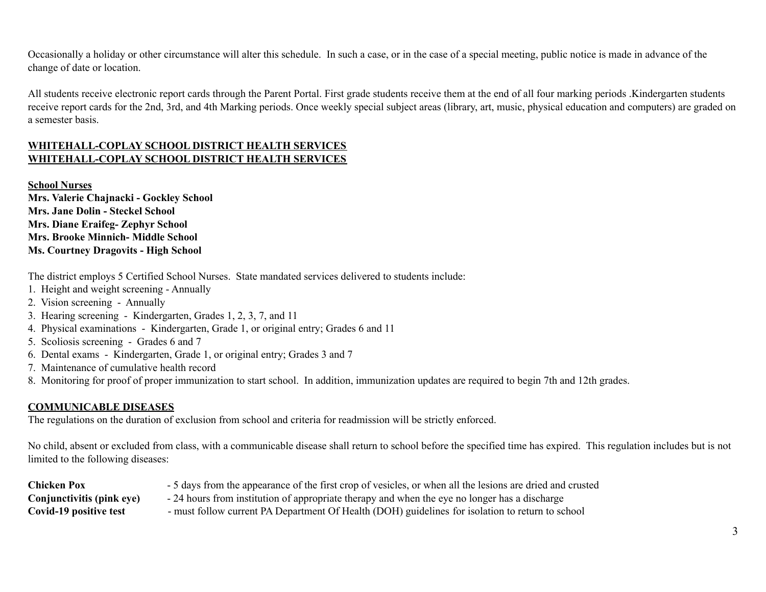Occasionally a holiday or other circumstance will alter this schedule. In such a case, or in the case of a special meeting, public notice is made in advance of the change of date or location.

All students receive electronic report cards through the Parent Portal. First grade students receive them at the end of all four marking periods .Kindergarten students receive report cards for the 2nd, 3rd, and 4th Marking periods. Once weekly special subject areas (library, art, music, physical education and computers) are graded on a semester basis.

## WHITEHALL-COPLAY SCHOOL DISTRICT HEALTH SERVICES
## WHITEHALL-COPLAY SCHOOL DISTRICT HEALTH SERVICES

**School Nurses**

**Mrs. Valerie Chajnacki - Gockley School**
**Mrs. Jane Dolin - Steckel School**
**Mrs. Diane Eraifeg- Zephyr School**
**Mrs. Brooke Minnich- Middle School**
**Ms. Courtney Dragovits - High School**

The district employs 5 Certified School Nurses. State mandated services delivered to students include:

1. Height and weight screening - Annually
2. Vision screening - Annually
3. Hearing screening - Kindergarten, Grades 1, 2, 3, 7, and 11
4. Physical examinations - Kindergarten, Grade 1, or original entry; Grades 6 and 11
5. Scoliosis screening - Grades 6 and 7
6. Dental exams - Kindergarten, Grade 1, or original entry; Grades 3 and 7
7. Maintenance of cumulative health record
8. Monitoring for proof of proper immunization to start school. In addition, immunization updates are required to begin 7th and 12th grades.

## COMMUNICABLE DISEASES

The regulations on the duration of exclusion from school and criteria for readmission will be strictly enforced.

No child, absent or excluded from class, with a communicable disease shall return to school before the specified time has expired. This regulation includes but is not limited to the following diseases:

**Chicken Pox** - 5 days from the appearance of the first crop of vesicles, or when all the lesions are dried and crusted

**Conjunctivitis (pink eye)** - 24 hours from institution of appropriate therapy and when the eye no longer has a discharge

**Covid-19 positive test** - must follow current PA Department Of Health (DOH) guidelines for isolation to return to school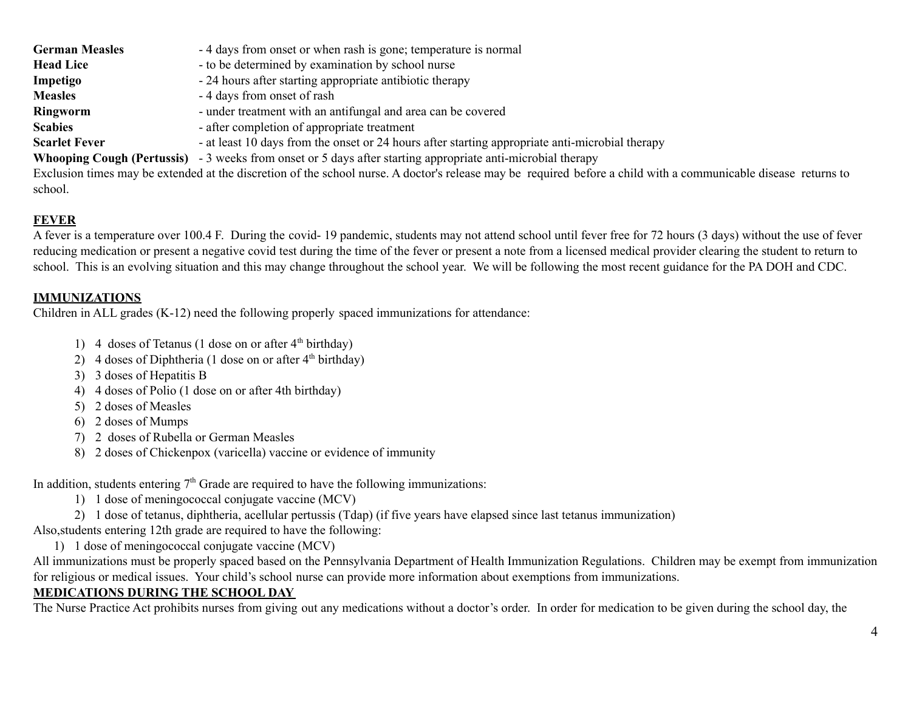**German Measles** - 4 days from onset or when rash is gone; temperature is normal
**Head Lice** - to be determined by examination by school nurse
**Impetigo** - 24 hours after starting appropriate antibiotic therapy
**Measles** - 4 days from onset of rash
**Ringworm** - under treatment with an antifungal and area can be covered
**Scabies** - after completion of appropriate treatment
**Scarlet Fever** - at least 10 days from the onset or 24 hours after starting appropriate anti-microbial therapy
**Whooping Cough (Pertussis)** - 3 weeks from onset or 5 days after starting appropriate anti-microbial therapy

Exclusion times may be extended at the discretion of the school nurse. A doctor's release may be required before a child with a communicable disease returns to school.

## FEVER

A fever is a temperature over 100.4 F. During the covid- 19 pandemic, students may not attend school until fever free for 72 hours (3 days) without the use of fever reducing medication or present a negative covid test during the time of the fever or present a note from a licensed medical provider clearing the student to return to school. This is an evolving situation and this may change throughout the school year. We will be following the most recent guidance for the PA DOH and CDC.

## IMMUNIZATIONS

Children in ALL grades (K-12) need the following properly spaced immunizations for attendance:

1) 4 doses of Tetanus (1 dose on or after 4th birthday)
2) 4 doses of Diphtheria (1 dose on or after 4th birthday)
3) 3 doses of Hepatitis B
4) 4 doses of Polio (1 dose on or after 4th birthday)
5) 2 doses of Measles
6) 2 doses of Mumps
7) 2 doses of Rubella or German Measles
8) 2 doses of Chickenpox (varicella) vaccine or evidence of immunity

In addition, students entering 7th Grade are required to have the following immunizations:

1) 1 dose of meningococcal conjugate vaccine (MCV)
2) 1 dose of tetanus, diphtheria, acellular pertussis (Tdap) (if five years have elapsed since last tetanus immunization)

Also,students entering 12th grade are required to have the following:

1) 1 dose of meningococcal conjugate vaccine (MCV)

All immunizations must be properly spaced based on the Pennsylvania Department of Health Immunization Regulations. Children may be exempt from immunization for religious or medical issues. Your child's school nurse can provide more information about exemptions from immunizations.

## MEDICATIONS DURING THE SCHOOL DAY

The Nurse Practice Act prohibits nurses from giving out any medications without a doctor's order. In order for medication to be given during the school day, the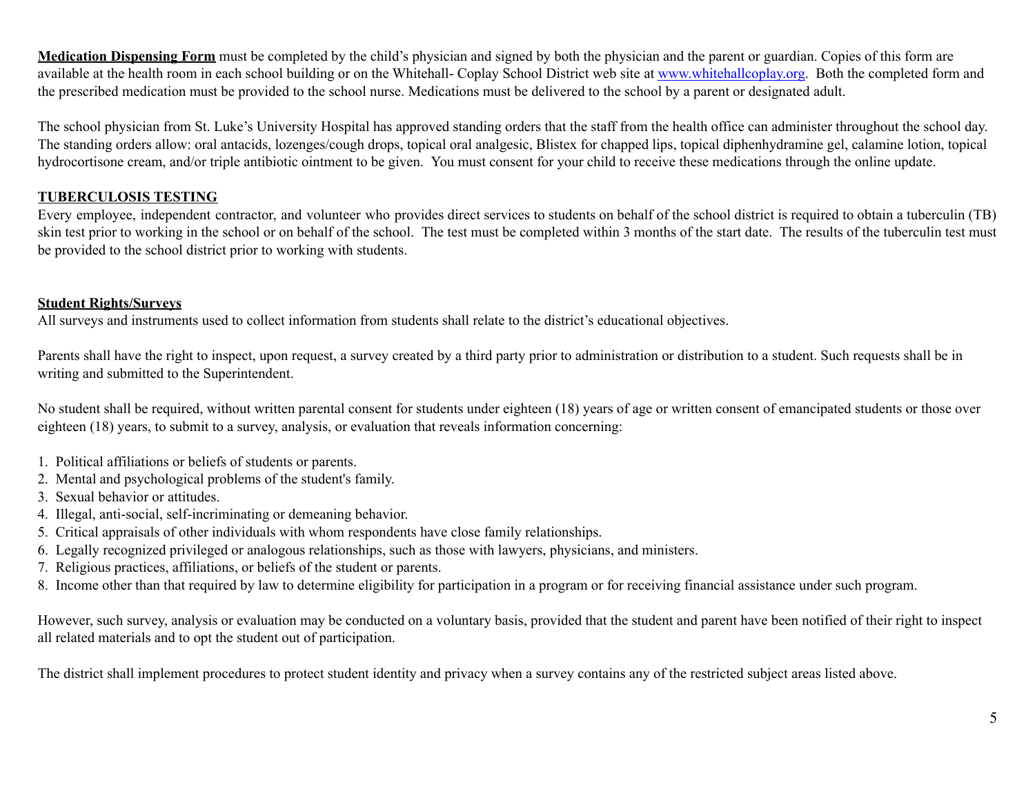**Medication Dispensing Form** must be completed by the child's physician and signed by both the physician and the parent or guardian. Copies of this form are available at the health room in each school building or on the Whitehall- Coplay School District web site at [www.whitehallcoplay.org](http://www.whitehallcoplay.org). Both the completed form and the prescribed medication must be provided to the school nurse. Medications must be delivered to the school by a parent or designated adult.

The school physician from St. Luke's University Hospital has approved standing orders that the staff from the health office can administer throughout the school day. The standing orders allow: oral antacids, lozenges/cough drops, topical oral analgesic, Blistex for chapped lips, topical diphenhydramine gel, calamine lotion, topical hydrocortisone cream, and/or triple antibiotic ointment to be given. You must consent for your child to receive these medications through the online update.

**TUBERCULOSIS TESTING**

Every employee, independent contractor, and volunteer who provides direct services to students on behalf of the school district is required to obtain a tuberculin (TB) skin test prior to working in the school or on behalf of the school. The test must be completed within 3 months of the start date. The results of the tuberculin test must be provided to the school district prior to working with students.

**Student Rights/Surveys**

All surveys and instruments used to collect information from students shall relate to the district's educational objectives.

Parents shall have the right to inspect, upon request, a survey created by a third party prior to administration or distribution to a student. Such requests shall be in writing and submitted to the Superintendent.

No student shall be required, without written parental consent for students under eighteen (18) years of age or written consent of emancipated students or those over eighteen (18) years, to submit to a survey, analysis, or evaluation that reveals information concerning:

1. Political affiliations or beliefs of students or parents.
2. Mental and psychological problems of the student's family.
3. Sexual behavior or attitudes.
4. Illegal, anti-social, self-incriminating or demeaning behavior.
5. Critical appraisals of other individuals with whom respondents have close family relationships.
6. Legally recognized privileged or analogous relationships, such as those with lawyers, physicians, and ministers.
7. Religious practices, affiliations, or beliefs of the student or parents.
8. Income other than that required by law to determine eligibility for participation in a program or for receiving financial assistance under such program.

However, such survey, analysis or evaluation may be conducted on a voluntary basis, provided that the student and parent have been notified of their right to inspect all related materials and to opt the student out of participation.

The district shall implement procedures to protect student identity and privacy when a survey contains any of the restricted subject areas listed above.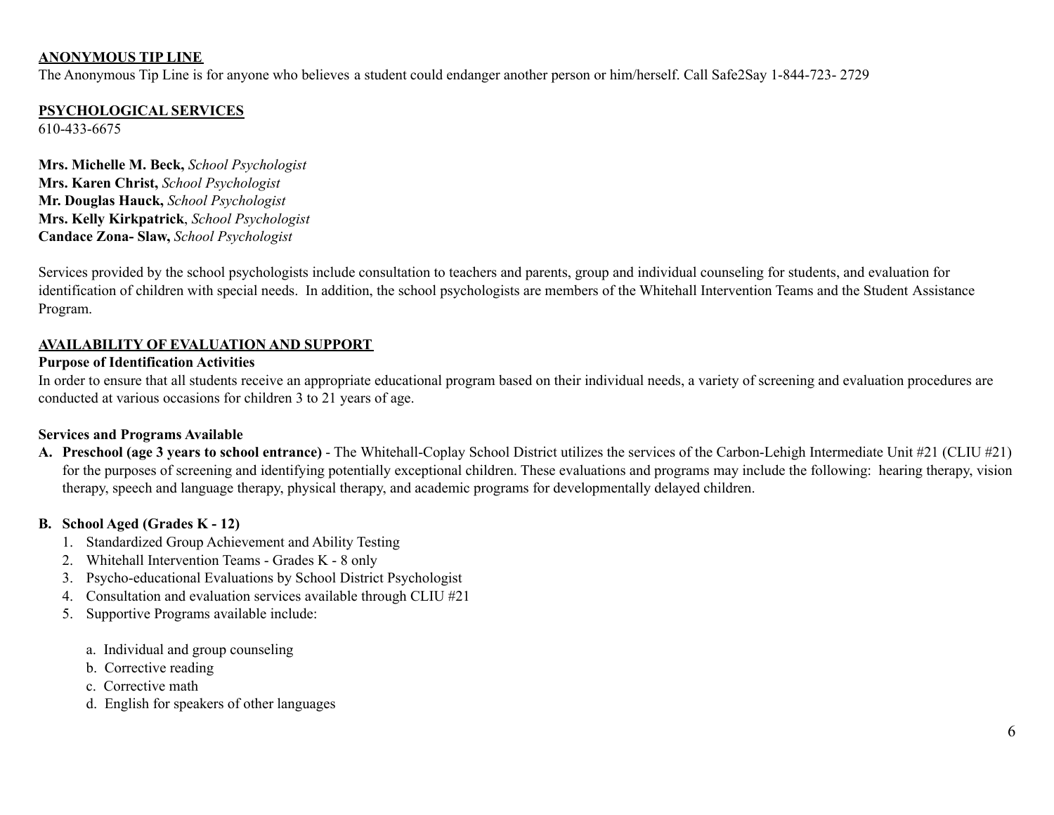## ANONYMOUS TIP LINE

The Anonymous Tip Line is for anyone who believes a student could endanger another person or him/herself. Call Safe2Say 1-844-723- 2729

## PSYCHOLOGICAL SERVICES

610-433-6675

**Mrs. Michelle M. Beck,** *School Psychologist*
**Mrs. Karen Christ,** *School Psychologist*
**Mr. Douglas Hauck,** *School Psychologist*
**Mrs. Kelly Kirkpatrick**, *School Psychologist*
**Candace Zona- Slaw,** *School Psychologist*

Services provided by the school psychologists include consultation to teachers and parents, group and individual counseling for students, and evaluation for identification of children with special needs. In addition, the school psychologists are members of the Whitehall Intervention Teams and the Student Assistance Program.

## AVAILABILITY OF EVALUATION AND SUPPORT

**Purpose of Identification Activities**

In order to ensure that all students receive an appropriate educational program based on their individual needs, a variety of screening and evaluation procedures are conducted at various occasions for children 3 to 21 years of age.

**Services and Programs Available**

**A. Preschool (age 3 years to school entrance)** - The Whitehall-Coplay School District utilizes the services of the Carbon-Lehigh Intermediate Unit #21 (CLIU #21) for the purposes of screening and identifying potentially exceptional children. These evaluations and programs may include the following: hearing therapy, vision therapy, speech and language therapy, physical therapy, and academic programs for developmentally delayed children.

**B. School Aged (Grades K - 12)**

1. Standardized Group Achievement and Ability Testing
2. Whitehall Intervention Teams - Grades K - 8 only
3. Psycho-educational Evaluations by School District Psychologist
4. Consultation and evaluation services available through CLIU #21
5. Supportive Programs available include:

    a. Individual and group counseling
    b. Corrective reading
    c. Corrective math
    d. English for speakers of other languages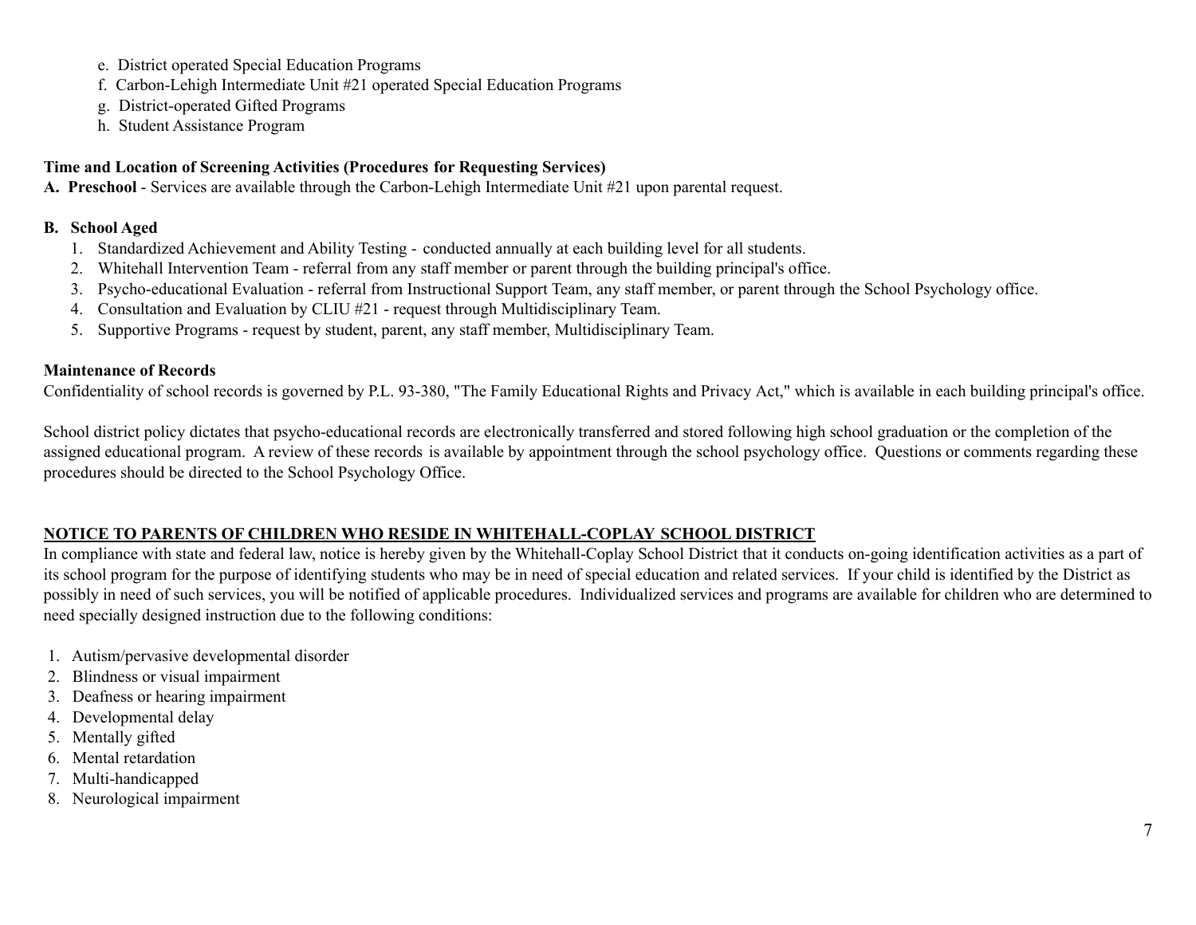e. District operated Special Education Programs
f. Carbon-Lehigh Intermediate Unit #21 operated Special Education Programs
g. District-operated Gifted Programs
h. Student Assistance Program

**Time and Location of Screening Activities (Procedures for Requesting Services)**

**A. Preschool** - Services are available through the Carbon-Lehigh Intermediate Unit #21 upon parental request.

**B. School Aged**

1. Standardized Achievement and Ability Testing - conducted annually at each building level for all students.
2. Whitehall Intervention Team - referral from any staff member or parent through the building principal's office.
3. Psycho-educational Evaluation - referral from Instructional Support Team, any staff member, or parent through the School Psychology office.
4. Consultation and Evaluation by CLIU #21 - request through Multidisciplinary Team.
5. Supportive Programs - request by student, parent, any staff member, Multidisciplinary Team.

**Maintenance of Records**

Confidentiality of school records is governed by P.L. 93-380, "The Family Educational Rights and Privacy Act," which is available in each building principal's office.

School district policy dictates that psycho-educational records are electronically transferred and stored following high school graduation or the completion of the assigned educational program. A review of these records is available by appointment through the school psychology office. Questions or comments regarding these procedures should be directed to the School Psychology Office.

**NOTICE TO PARENTS OF CHILDREN WHO RESIDE IN WHITEHALL-COPLAY SCHOOL DISTRICT**

In compliance with state and federal law, notice is hereby given by the Whitehall-Coplay School District that it conducts on-going identification activities as a part of its school program for the purpose of identifying students who may be in need of special education and related services. If your child is identified by the District as possibly in need of such services, you will be notified of applicable procedures. Individualized services and programs are available for children who are determined to need specially designed instruction due to the following conditions:

1. Autism/pervasive developmental disorder
2. Blindness or visual impairment
3. Deafness or hearing impairment
4. Developmental delay
5. Mentally gifted
6. Mental retardation
7. Multi-handicapped
8. Neurological impairment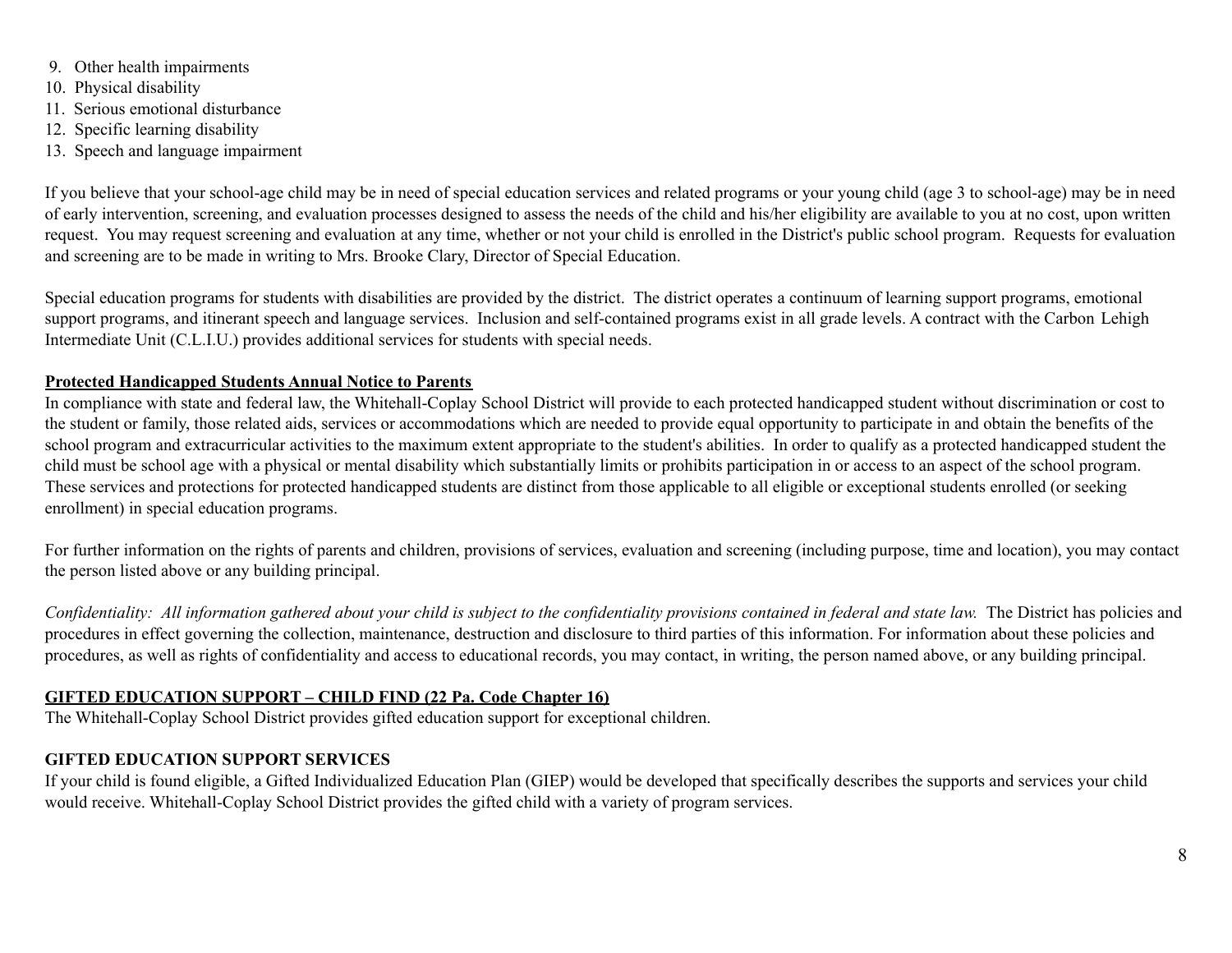9. Other health impairments
10. Physical disability
11. Serious emotional disturbance
12. Specific learning disability
13. Speech and language impairment

If you believe that your school-age child may be in need of special education services and related programs or your young child (age 3 to school-age) may be in need of early intervention, screening, and evaluation processes designed to assess the needs of the child and his/her eligibility are available to you at no cost, upon written request. You may request screening and evaluation at any time, whether or not your child is enrolled in the District's public school program. Requests for evaluation and screening are to be made in writing to Mrs. Brooke Clary, Director of Special Education.

Special education programs for students with disabilities are provided by the district. The district operates a continuum of learning support programs, emotional support programs, and itinerant speech and language services. Inclusion and self-contained programs exist in all grade levels. A contract with the Carbon Lehigh Intermediate Unit (C.L.I.U.) provides additional services for students with special needs.

**Protected Handicapped Students Annual Notice to Parents**

In compliance with state and federal law, the Whitehall-Coplay School District will provide to each protected handicapped student without discrimination or cost to the student or family, those related aids, services or accommodations which are needed to provide equal opportunity to participate in and obtain the benefits of the school program and extracurricular activities to the maximum extent appropriate to the student's abilities. In order to qualify as a protected handicapped student the child must be school age with a physical or mental disability which substantially limits or prohibits participation in or access to an aspect of the school program. These services and protections for protected handicapped students are distinct from those applicable to all eligible or exceptional students enrolled (or seeking enrollment) in special education programs.

For further information on the rights of parents and children, provisions of services, evaluation and screening (including purpose, time and location), you may contact the person listed above or any building principal.

*Confidentiality: All information gathered about your child is subject to the confidentiality provisions contained in federal and state law.* The District has policies and procedures in effect governing the collection, maintenance, destruction and disclosure to third parties of this information. For information about these policies and procedures, as well as rights of confidentiality and access to educational records, you may contact, in writing, the person named above, or any building principal.

**GIFTED EDUCATION SUPPORT – CHILD FIND (22 Pa. Code Chapter 16)**

The Whitehall-Coplay School District provides gifted education support for exceptional children.

**GIFTED EDUCATION SUPPORT SERVICES**

If your child is found eligible, a Gifted Individualized Education Plan (GIEP) would be developed that specifically describes the supports and services your child would receive. Whitehall-Coplay School District provides the gifted child with a variety of program services.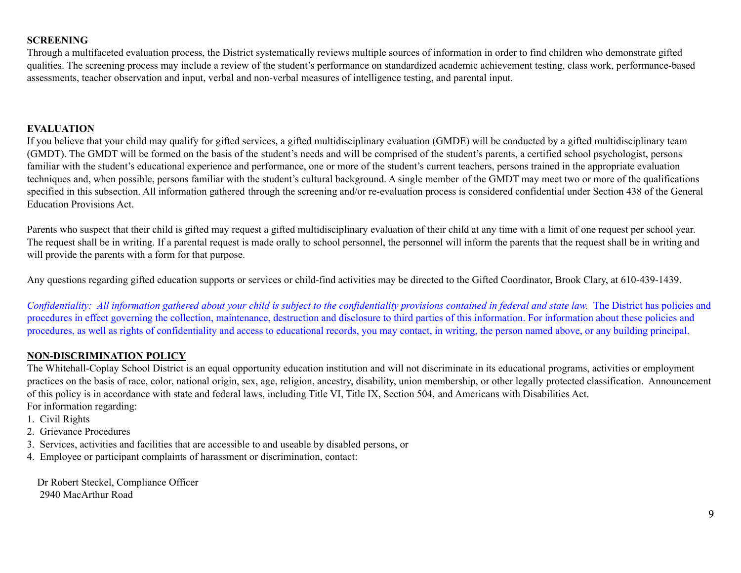**SCREENING**

Through a multifaceted evaluation process, the District systematically reviews multiple sources of information in order to find children who demonstrate gifted qualities. The screening process may include a review of the student's performance on standardized academic achievement testing, class work, performance-based assessments, teacher observation and input, verbal and non-verbal measures of intelligence testing, and parental input.

**EVALUATION**

If you believe that your child may qualify for gifted services, a gifted multidisciplinary evaluation (GMDE) will be conducted by a gifted multidisciplinary team (GMDT). The GMDT will be formed on the basis of the student's needs and will be comprised of the student's parents, a certified school psychologist, persons familiar with the student's educational experience and performance, one or more of the student's current teachers, persons trained in the appropriate evaluation techniques and, when possible, persons familiar with the student's cultural background. A single member of the GMDT may meet two or more of the qualifications specified in this subsection. All information gathered through the screening and/or re-evaluation process is considered confidential under Section 438 of the General Education Provisions Act.

Parents who suspect that their child is gifted may request a gifted multidisciplinary evaluation of their child at any time with a limit of one request per school year. The request shall be in writing. If a parental request is made orally to school personnel, the personnel will inform the parents that the request shall be in writing and will provide the parents with a form for that purpose.

Any questions regarding gifted education supports or services or child-find activities may be directed to the Gifted Coordinator, Brook Clary, at 610-439-1439.

*Confidentiality: All information gathered about your child is subject to the confidentiality provisions contained in federal and state law.* The District has policies and procedures in effect governing the collection, maintenance, destruction and disclosure to third parties of this information. For information about these policies and procedures, as well as rights of confidentiality and access to educational records, you may contact, in writing, the person named above, or any building principal.

**NON-DISCRIMINATION POLICY**

The Whitehall-Coplay School District is an equal opportunity education institution and will not discriminate in its educational programs, activities or employment practices on the basis of race, color, national origin, sex, age, religion, ancestry, disability, union membership, or other legally protected classification. Announcement of this policy is in accordance with state and federal laws, including Title VI, Title IX, Section 504, and Americans with Disabilities Act.
For information regarding:

1. Civil Rights
2. Grievance Procedures
3. Services, activities and facilities that are accessible to and useable by disabled persons, or
4. Employee or participant complaints of harassment or discrimination, contact:

Dr Robert Steckel, Compliance Officer
2940 MacArthur Road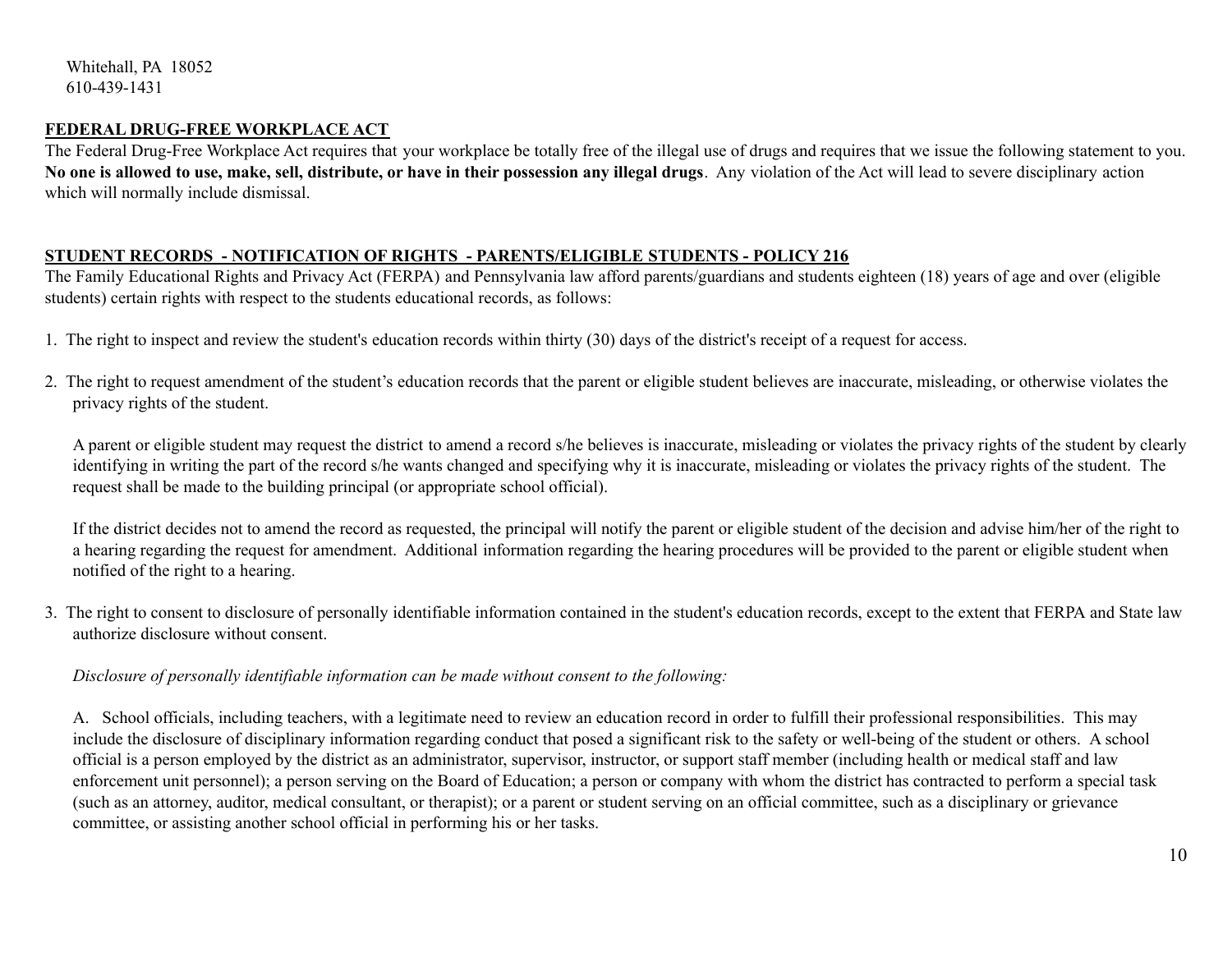Whitehall, PA 18052
610-439-1431

## FEDERAL DRUG-FREE WORKPLACE ACT

The Federal Drug-Free Workplace Act requires that your workplace be totally free of the illegal use of drugs and requires that we issue the following statement to you. **No one is allowed to use, make, sell, distribute, or have in their possession any illegal drugs**. Any violation of the Act will lead to severe disciplinary action which will normally include dismissal.

## STUDENT RECORDS - NOTIFICATION OF RIGHTS - PARENTS/ELIGIBLE STUDENTS - POLICY 216

The Family Educational Rights and Privacy Act (FERPA) and Pennsylvania law afford parents/guardians and students eighteen (18) years of age and over (eligible students) certain rights with respect to the students educational records, as follows:

1. The right to inspect and review the student's education records within thirty (30) days of the district's receipt of a request for access.

2. The right to request amendment of the student's education records that the parent or eligible student believes are inaccurate, misleading, or otherwise violates the privacy rights of the student.

   A parent or eligible student may request the district to amend a record s/he believes is inaccurate, misleading or violates the privacy rights of the student by clearly identifying in writing the part of the record s/he wants changed and specifying why it is inaccurate, misleading or violates the privacy rights of the student. The request shall be made to the building principal (or appropriate school official).

   If the district decides not to amend the record as requested, the principal will notify the parent or eligible student of the decision and advise him/her of the right to a hearing regarding the request for amendment. Additional information regarding the hearing procedures will be provided to the parent or eligible student when notified of the right to a hearing.

3. The right to consent to disclosure of personally identifiable information contained in the student's education records, except to the extent that FERPA and State law authorize disclosure without consent.

   *Disclosure of personally identifiable information can be made without consent to the following:*

   A. School officials, including teachers, with a legitimate need to review an education record in order to fulfill their professional responsibilities. This may include the disclosure of disciplinary information regarding conduct that posed a significant risk to the safety or well-being of the student or others. A school official is a person employed by the district as an administrator, supervisor, instructor, or support staff member (including health or medical staff and law enforcement unit personnel); a person serving on the Board of Education; a person or company with whom the district has contracted to perform a special task (such as an attorney, auditor, medical consultant, or therapist); or a parent or student serving on an official committee, such as a disciplinary or grievance committee, or assisting another school official in performing his or her tasks.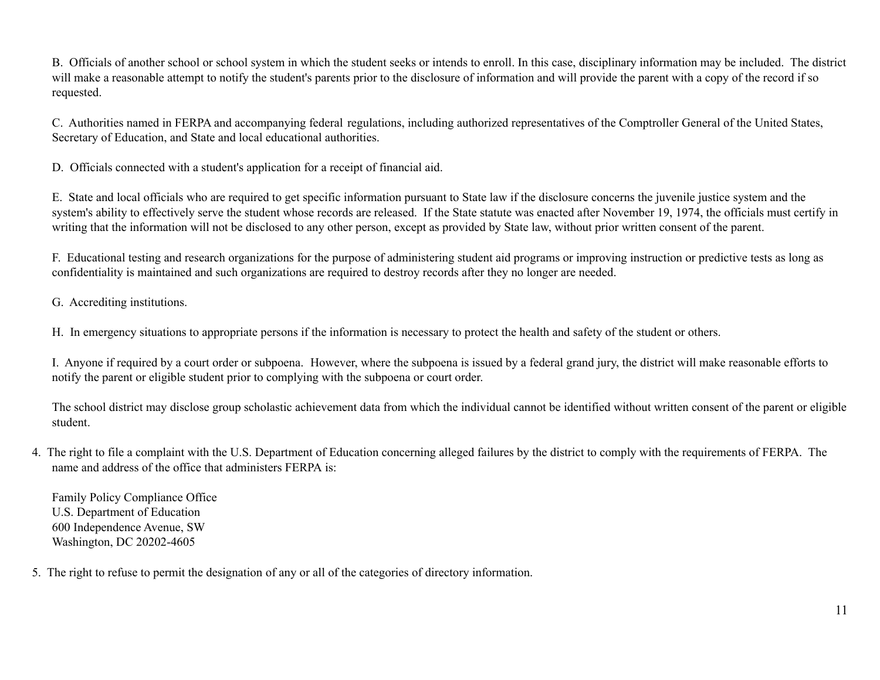B. Officials of another school or school system in which the student seeks or intends to enroll. In this case, disciplinary information may be included. The district will make a reasonable attempt to notify the student's parents prior to the disclosure of information and will provide the parent with a copy of the record if so requested.

C. Authorities named in FERPA and accompanying federal regulations, including authorized representatives of the Comptroller General of the United States, Secretary of Education, and State and local educational authorities.

D. Officials connected with a student's application for a receipt of financial aid.

E. State and local officials who are required to get specific information pursuant to State law if the disclosure concerns the juvenile justice system and the system's ability to effectively serve the student whose records are released. If the State statute was enacted after November 19, 1974, the officials must certify in writing that the information will not be disclosed to any other person, except as provided by State law, without prior written consent of the parent.

F. Educational testing and research organizations for the purpose of administering student aid programs or improving instruction or predictive tests as long as confidentiality is maintained and such organizations are required to destroy records after they no longer are needed.

G. Accrediting institutions.

H. In emergency situations to appropriate persons if the information is necessary to protect the health and safety of the student or others.

I. Anyone if required by a court order or subpoena. However, where the subpoena is issued by a federal grand jury, the district will make reasonable efforts to notify the parent or eligible student prior to complying with the subpoena or court order.

The school district may disclose group scholastic achievement data from which the individual cannot be identified without written consent of the parent or eligible student.

4. The right to file a complaint with the U.S. Department of Education concerning alleged failures by the district to comply with the requirements of FERPA. The name and address of the office that administers FERPA is:

   Family Policy Compliance Office  
   U.S. Department of Education  
   600 Independence Avenue, SW  
   Washington, DC 20202-4605

5. The right to refuse to permit the designation of any or all of the categories of directory information.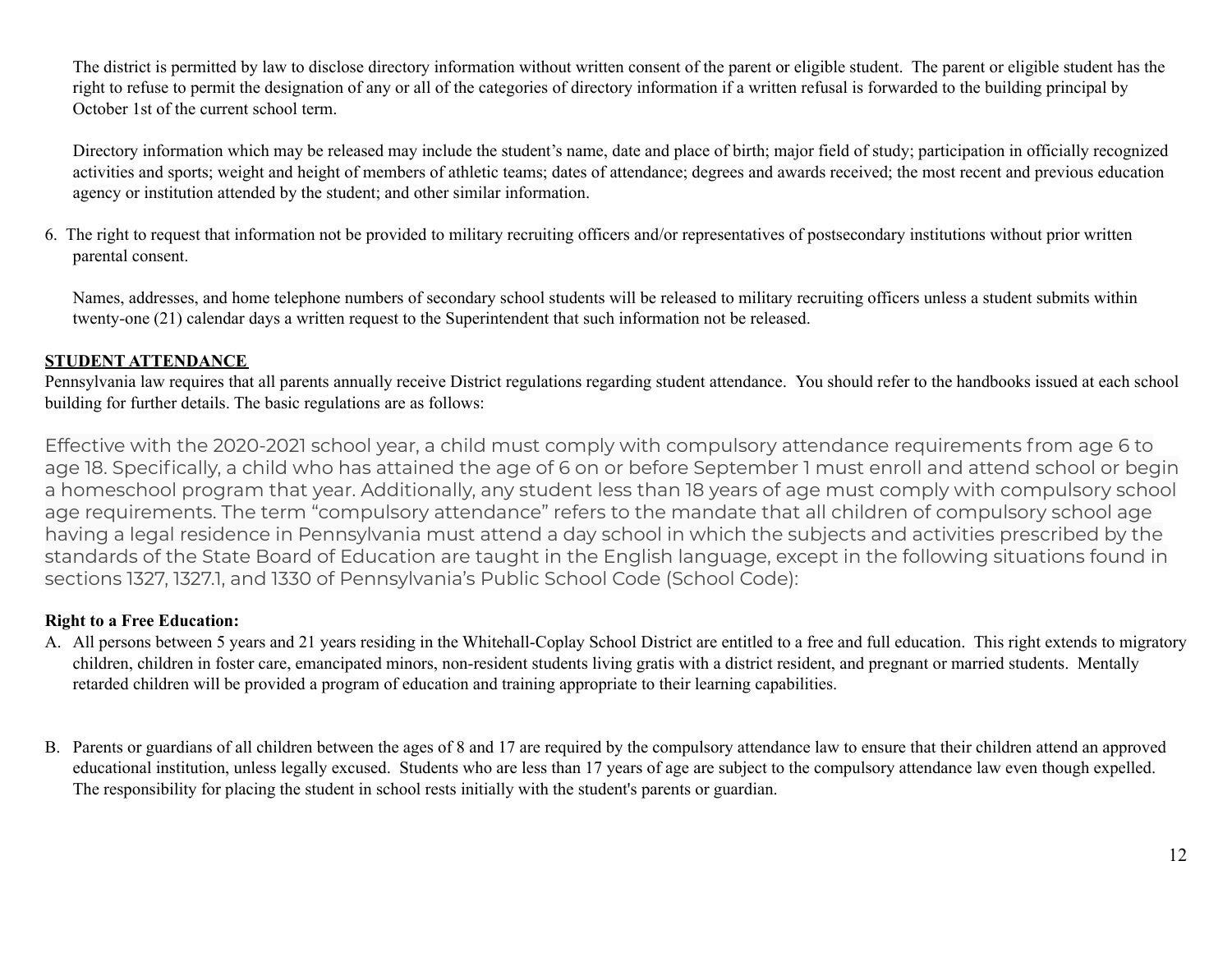The district is permitted by law to disclose directory information without written consent of the parent or eligible student. The parent or eligible student has the right to refuse to permit the designation of any or all of the categories of directory information if a written refusal is forwarded to the building principal by October 1st of the current school term.

Directory information which may be released may include the student's name, date and place of birth; major field of study; participation in officially recognized activities and sports; weight and height of members of athletic teams; dates of attendance; degrees and awards received; the most recent and previous education agency or institution attended by the student; and other similar information.

6. The right to request that information not be provided to military recruiting officers and/or representatives of postsecondary institutions without prior written parental consent.

   Names, addresses, and home telephone numbers of secondary school students will be released to military recruiting officers unless a student submits within twenty-one (21) calendar days a written request to the Superintendent that such information not be released.

## STUDENT ATTENDANCE

Pennsylvania law requires that all parents annually receive District regulations regarding student attendance. You should refer to the handbooks issued at each school building for further details. The basic regulations are as follows:

Effective with the 2020-2021 school year, a child must comply with compulsory attendance requirements from age 6 to age 18. Specifically, a child who has attained the age of 6 on or before September 1 must enroll and attend school or begin a homeschool program that year. Additionally, any student less than 18 years of age must comply with compulsory school age requirements. The term "compulsory attendance" refers to the mandate that all children of compulsory school age having a legal residence in Pennsylvania must attend a day school in which the subjects and activities prescribed by the standards of the State Board of Education are taught in the English language, except in the following situations found in sections 1327, 1327.1, and 1330 of Pennsylvania's Public School Code (School Code):

**Right to a Free Education:**

A. All persons between 5 years and 21 years residing in the Whitehall-Coplay School District are entitled to a free and full education. This right extends to migratory children, children in foster care, emancipated minors, non-resident students living gratis with a district resident, and pregnant or married students. Mentally retarded children will be provided a program of education and training appropriate to their learning capabilities.

B. Parents or guardians of all children between the ages of 8 and 17 are required by the compulsory attendance law to ensure that their children attend an approved educational institution, unless legally excused. Students who are less than 17 years of age are subject to the compulsory attendance law even though expelled. The responsibility for placing the student in school rests initially with the student's parents or guardian.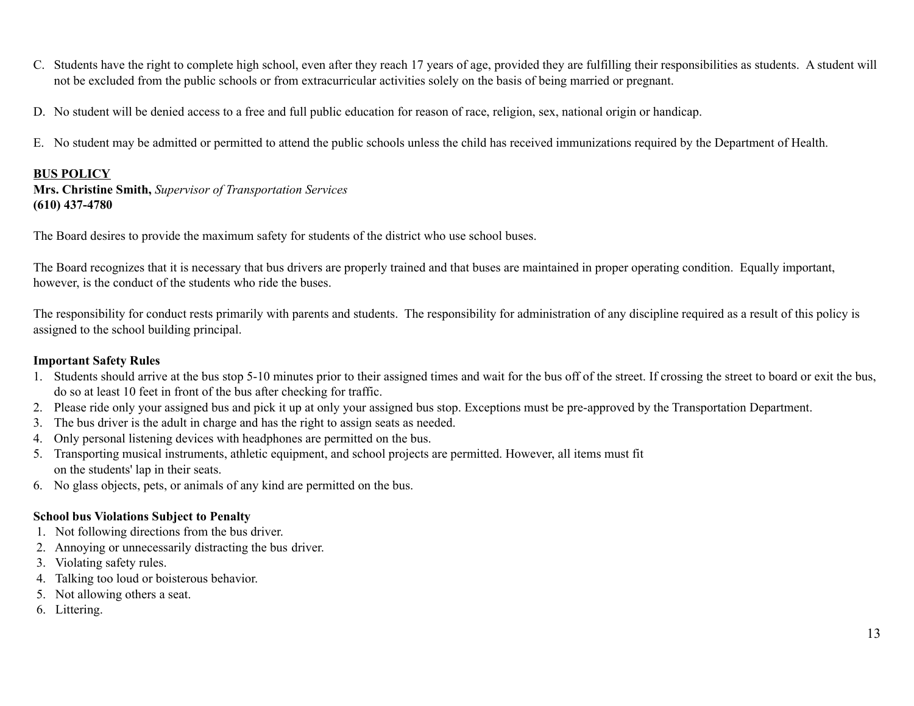C. Students have the right to complete high school, even after they reach 17 years of age, provided they are fulfilling their responsibilities as students. A student will not be excluded from the public schools or from extracurricular activities solely on the basis of being married or pregnant.

D. No student will be denied access to a free and full public education for reason of race, religion, sex, national origin or handicap.

E. No student may be admitted or permitted to attend the public schools unless the child has received immunizations required by the Department of Health.

## BUS POLICY

**Mrs. Christine Smith,** *Supervisor of Transportation Services*
**(610) 437-4780**

The Board desires to provide the maximum safety for students of the district who use school buses.

The Board recognizes that it is necessary that bus drivers are properly trained and that buses are maintained in proper operating condition. Equally important, however, is the conduct of the students who ride the buses.

The responsibility for conduct rests primarily with parents and students. The responsibility for administration of any discipline required as a result of this policy is assigned to the school building principal.

**Important Safety Rules**

1. Students should arrive at the bus stop 5-10 minutes prior to their assigned times and wait for the bus off of the street. If crossing the street to board or exit the bus, do so at least 10 feet in front of the bus after checking for traffic.
2. Please ride only your assigned bus and pick it up at only your assigned bus stop. Exceptions must be pre-approved by the Transportation Department.
3. The bus driver is the adult in charge and has the right to assign seats as needed.
4. Only personal listening devices with headphones are permitted on the bus.
5. Transporting musical instruments, athletic equipment, and school projects are permitted. However, all items must fit on the students' lap in their seats.
6. No glass objects, pets, or animals of any kind are permitted on the bus.

**School bus Violations Subject to Penalty**

1. Not following directions from the bus driver.
2. Annoying or unnecessarily distracting the bus driver.
3. Violating safety rules.
4. Talking too loud or boisterous behavior.
5. Not allowing others a seat.
6. Littering.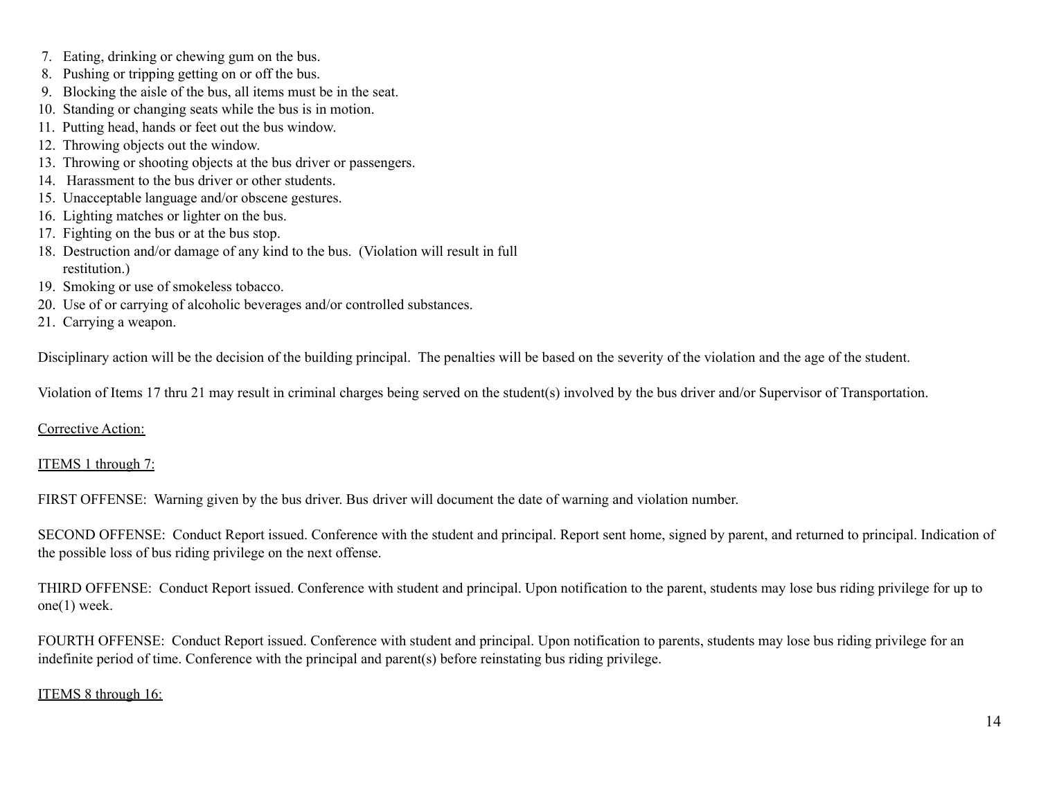7. Eating, drinking or chewing gum on the bus.
8. Pushing or tripping getting on or off the bus.
9. Blocking the aisle of the bus, all items must be in the seat.
10. Standing or changing seats while the bus is in motion.
11. Putting head, hands or feet out the bus window.
12. Throwing objects out the window.
13. Throwing or shooting objects at the bus driver or passengers.
14. Harassment to the bus driver or other students.
15. Unacceptable language and/or obscene gestures.
16. Lighting matches or lighter on the bus.
17. Fighting on the bus or at the bus stop.
18. Destruction and/or damage of any kind to the bus. (Violation will result in full restitution.)
19. Smoking or use of smokeless tobacco.
20. Use of or carrying of alcoholic beverages and/or controlled substances.
21. Carrying a weapon.

Disciplinary action will be the decision of the building principal. The penalties will be based on the severity of the violation and the age of the student.

Violation of Items 17 thru 21 may result in criminal charges being served on the student(s) involved by the bus driver and/or Supervisor of Transportation.

<u>Corrective Action:</u>

<u>ITEMS 1 through 7:</u>

FIRST OFFENSE: Warning given by the bus driver. Bus driver will document the date of warning and violation number.

SECOND OFFENSE: Conduct Report issued. Conference with the student and principal. Report sent home, signed by parent, and returned to principal. Indication of the possible loss of bus riding privilege on the next offense.

THIRD OFFENSE: Conduct Report issued. Conference with student and principal. Upon notification to the parent, students may lose bus riding privilege for up to one(1) week.

FOURTH OFFENSE: Conduct Report issued. Conference with student and principal. Upon notification to parents, students may lose bus riding privilege for an indefinite period of time. Conference with the principal and parent(s) before reinstating bus riding privilege.

<u>ITEMS 8 through 16:</u>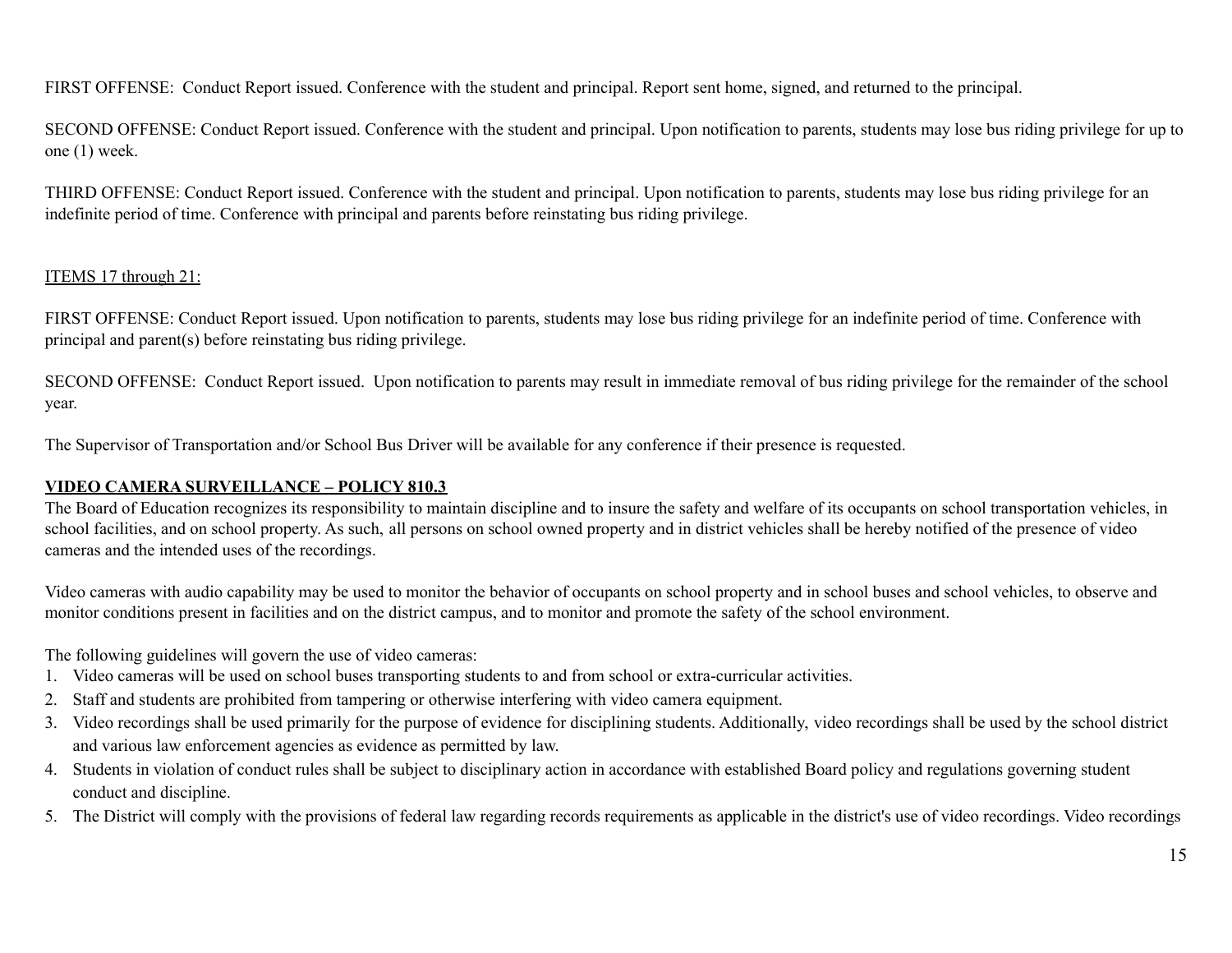FIRST OFFENSE: Conduct Report issued. Conference with the student and principal. Report sent home, signed, and returned to the principal.

SECOND OFFENSE: Conduct Report issued. Conference with the student and principal. Upon notification to parents, students may lose bus riding privilege for up to one (1) week.

THIRD OFFENSE: Conduct Report issued. Conference with the student and principal. Upon notification to parents, students may lose bus riding privilege for an indefinite period of time. Conference with principal and parents before reinstating bus riding privilege.

ITEMS 17 through 21:

FIRST OFFENSE: Conduct Report issued. Upon notification to parents, students may lose bus riding privilege for an indefinite period of time. Conference with principal and parent(s) before reinstating bus riding privilege.

SECOND OFFENSE: Conduct Report issued. Upon notification to parents may result in immediate removal of bus riding privilege for the remainder of the school year.

The Supervisor of Transportation and/or School Bus Driver will be available for any conference if their presence is requested.

**VIDEO CAMERA SURVEILLANCE – POLICY 810.3**

The Board of Education recognizes its responsibility to maintain discipline and to insure the safety and welfare of its occupants on school transportation vehicles, in school facilities, and on school property. As such, all persons on school owned property and in district vehicles shall be hereby notified of the presence of video cameras and the intended uses of the recordings.

Video cameras with audio capability may be used to monitor the behavior of occupants on school property and in school buses and school vehicles, to observe and monitor conditions present in facilities and on the district campus, and to monitor and promote the safety of the school environment.

The following guidelines will govern the use of video cameras:

1. Video cameras will be used on school buses transporting students to and from school or extra-curricular activities.
2. Staff and students are prohibited from tampering or otherwise interfering with video camera equipment.
3. Video recordings shall be used primarily for the purpose of evidence for disciplining students. Additionally, video recordings shall be used by the school district and various law enforcement agencies as evidence as permitted by law.
4. Students in violation of conduct rules shall be subject to disciplinary action in accordance with established Board policy and regulations governing student conduct and discipline.
5. The District will comply with the provisions of federal law regarding records requirements as applicable in the district's use of video recordings. Video recordings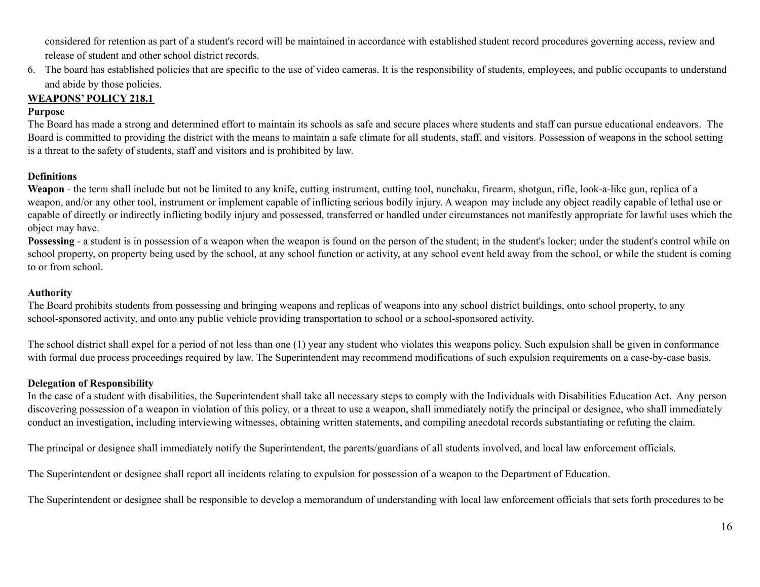considered for retention as part of a student's record will be maintained in accordance with established student record procedures governing access, review and release of student and other school district records.

6. The board has established policies that are specific to the use of video cameras. It is the responsibility of students, employees, and public occupants to understand and abide by those policies.

**WEAPONS' POLICY 218.1**

**Purpose**

The Board has made a strong and determined effort to maintain its schools as safe and secure places where students and staff can pursue educational endeavors. The Board is committed to providing the district with the means to maintain a safe climate for all students, staff, and visitors. Possession of weapons in the school setting is a threat to the safety of students, staff and visitors and is prohibited by law.

**Definitions**

**Weapon** - the term shall include but not be limited to any knife, cutting instrument, cutting tool, nunchaku, firearm, shotgun, rifle, look-a-like gun, replica of a weapon, and/or any other tool, instrument or implement capable of inflicting serious bodily injury. A weapon may include any object readily capable of lethal use or capable of directly or indirectly inflicting bodily injury and possessed, transferred or handled under circumstances not manifestly appropriate for lawful uses which the object may have.

**Possessing** - a student is in possession of a weapon when the weapon is found on the person of the student; in the student's locker; under the student's control while on school property, on property being used by the school, at any school function or activity, at any school event held away from the school, or while the student is coming to or from school.

**Authority**

The Board prohibits students from possessing and bringing weapons and replicas of weapons into any school district buildings, onto school property, to any school-sponsored activity, and onto any public vehicle providing transportation to school or a school-sponsored activity.

The school district shall expel for a period of not less than one (1) year any student who violates this weapons policy. Such expulsion shall be given in conformance with formal due process proceedings required by law. The Superintendent may recommend modifications of such expulsion requirements on a case-by-case basis.

**Delegation of Responsibility**

In the case of a student with disabilities, the Superintendent shall take all necessary steps to comply with the Individuals with Disabilities Education Act. Any person discovering possession of a weapon in violation of this policy, or a threat to use a weapon, shall immediately notify the principal or designee, who shall immediately conduct an investigation, including interviewing witnesses, obtaining written statements, and compiling anecdotal records substantiating or refuting the claim.

The principal or designee shall immediately notify the Superintendent, the parents/guardians of all students involved, and local law enforcement officials.

The Superintendent or designee shall report all incidents relating to expulsion for possession of a weapon to the Department of Education.

The Superintendent or designee shall be responsible to develop a memorandum of understanding with local law enforcement officials that sets forth procedures to be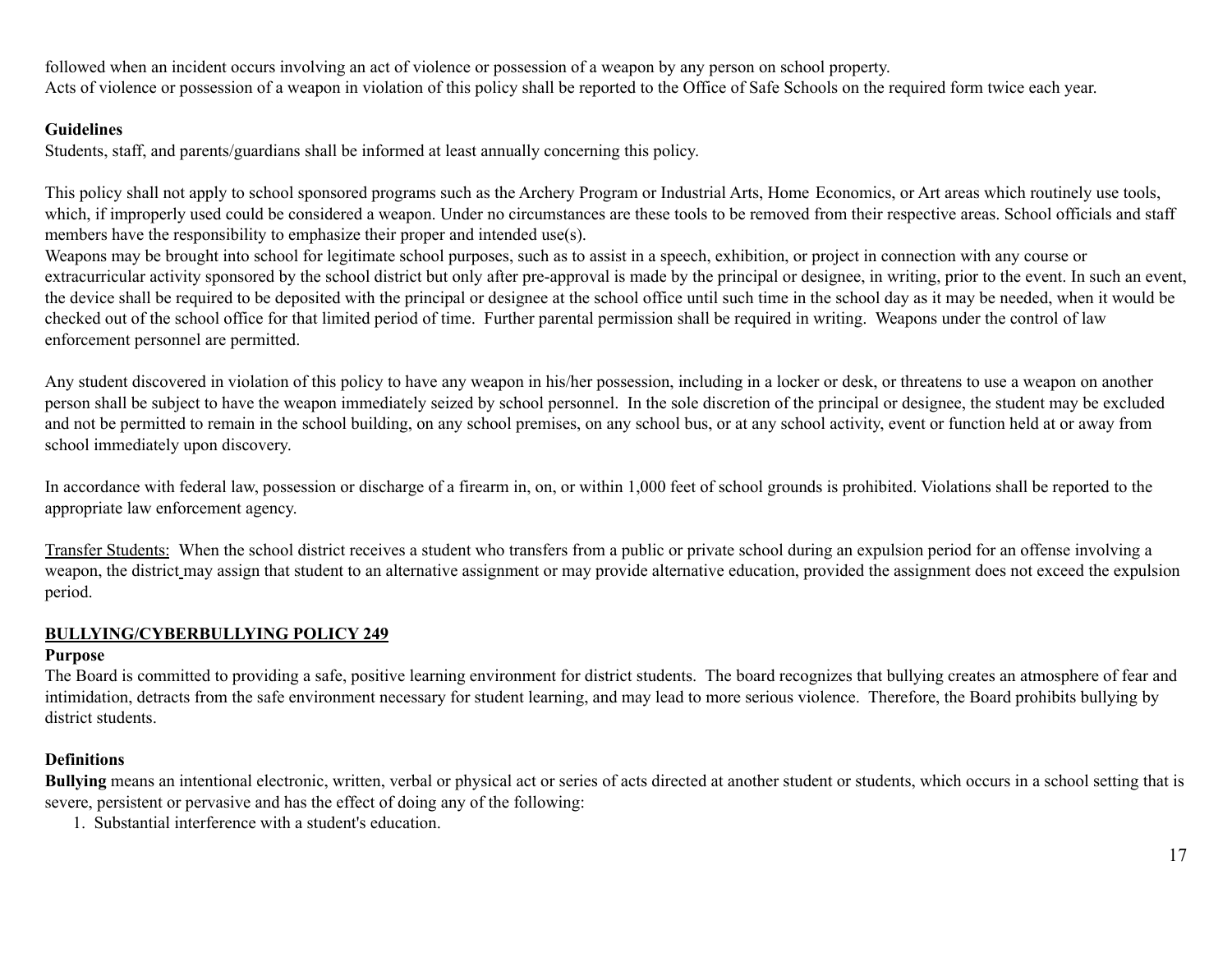followed when an incident occurs involving an act of violence or possession of a weapon by any person on school property.
Acts of violence or possession of a weapon in violation of this policy shall be reported to the Office of Safe Schools on the required form twice each year.

**Guidelines**
Students, staff, and parents/guardians shall be informed at least annually concerning this policy.

This policy shall not apply to school sponsored programs such as the Archery Program or Industrial Arts, Home Economics, or Art areas which routinely use tools, which, if improperly used could be considered a weapon. Under no circumstances are these tools to be removed from their respective areas. School officials and staff members have the responsibility to emphasize their proper and intended use(s).
Weapons may be brought into school for legitimate school purposes, such as to assist in a speech, exhibition, or project in connection with any course or extracurricular activity sponsored by the school district but only after pre-approval is made by the principal or designee, in writing, prior to the event. In such an event, the device shall be required to be deposited with the principal or designee at the school office until such time in the school day as it may be needed, when it would be checked out of the school office for that limited period of time. Further parental permission shall be required in writing. Weapons under the control of law enforcement personnel are permitted.

Any student discovered in violation of this policy to have any weapon in his/her possession, including in a locker or desk, or threatens to use a weapon on another person shall be subject to have the weapon immediately seized by school personnel. In the sole discretion of the principal or designee, the student may be excluded and not be permitted to remain in the school building, on any school premises, on any school bus, or at any school activity, event or function held at or away from school immediately upon discovery.

In accordance with federal law, possession or discharge of a firearm in, on, or within 1,000 feet of school grounds is prohibited. Violations shall be reported to the appropriate law enforcement agency.

Transfer Students: When the school district receives a student who transfers from a public or private school during an expulsion period for an offense involving a weapon, the district may assign that student to an alternative assignment or may provide alternative education, provided the assignment does not exceed the expulsion period.

## BULLYING/CYBERBULLYING POLICY 249

**Purpose**
The Board is committed to providing a safe, positive learning environment for district students. The board recognizes that bullying creates an atmosphere of fear and intimidation, detracts from the safe environment necessary for student learning, and may lead to more serious violence. Therefore, the Board prohibits bullying by district students.

**Definitions**
**Bullying** means an intentional electronic, written, verbal or physical act or series of acts directed at another student or students, which occurs in a school setting that is severe, persistent or pervasive and has the effect of doing any of the following:

1. Substantial interference with a student's education.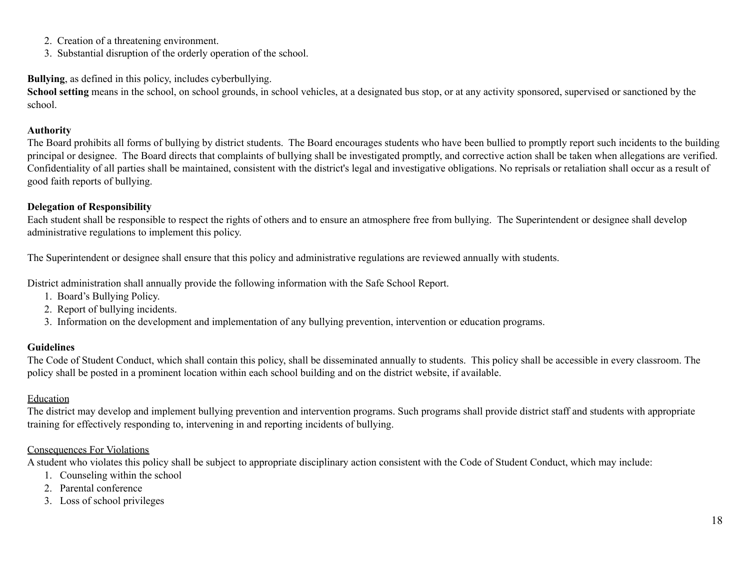2. Creation of a threatening environment.
3. Substantial disruption of the orderly operation of the school.

**Bullying**, as defined in this policy, includes cyberbullying.
**School setting** means in the school, on school grounds, in school vehicles, at a designated bus stop, or at any activity sponsored, supervised or sanctioned by the school.

**Authority**
The Board prohibits all forms of bullying by district students. The Board encourages students who have been bullied to promptly report such incidents to the building principal or designee. The Board directs that complaints of bullying shall be investigated promptly, and corrective action shall be taken when allegations are verified. Confidentiality of all parties shall be maintained, consistent with the district's legal and investigative obligations. No reprisals or retaliation shall occur as a result of good faith reports of bullying.

**Delegation of Responsibility**
Each student shall be responsible to respect the rights of others and to ensure an atmosphere free from bullying. The Superintendent or designee shall develop administrative regulations to implement this policy.

The Superintendent or designee shall ensure that this policy and administrative regulations are reviewed annually with students.

District administration shall annually provide the following information with the Safe School Report.
1. Board's Bullying Policy.
2. Report of bullying incidents.
3. Information on the development and implementation of any bullying prevention, intervention or education programs.

**Guidelines**
The Code of Student Conduct, which shall contain this policy, shall be disseminated annually to students. This policy shall be accessible in every classroom. The policy shall be posted in a prominent location within each school building and on the district website, if available.

<u>Education</u>
The district may develop and implement bullying prevention and intervention programs. Such programs shall provide district staff and students with appropriate training for effectively responding to, intervening in and reporting incidents of bullying.

<u>Consequences For Violations</u>
A student who violates this policy shall be subject to appropriate disciplinary action consistent with the Code of Student Conduct, which may include:
1. Counseling within the school
2. Parental conference
3. Loss of school privileges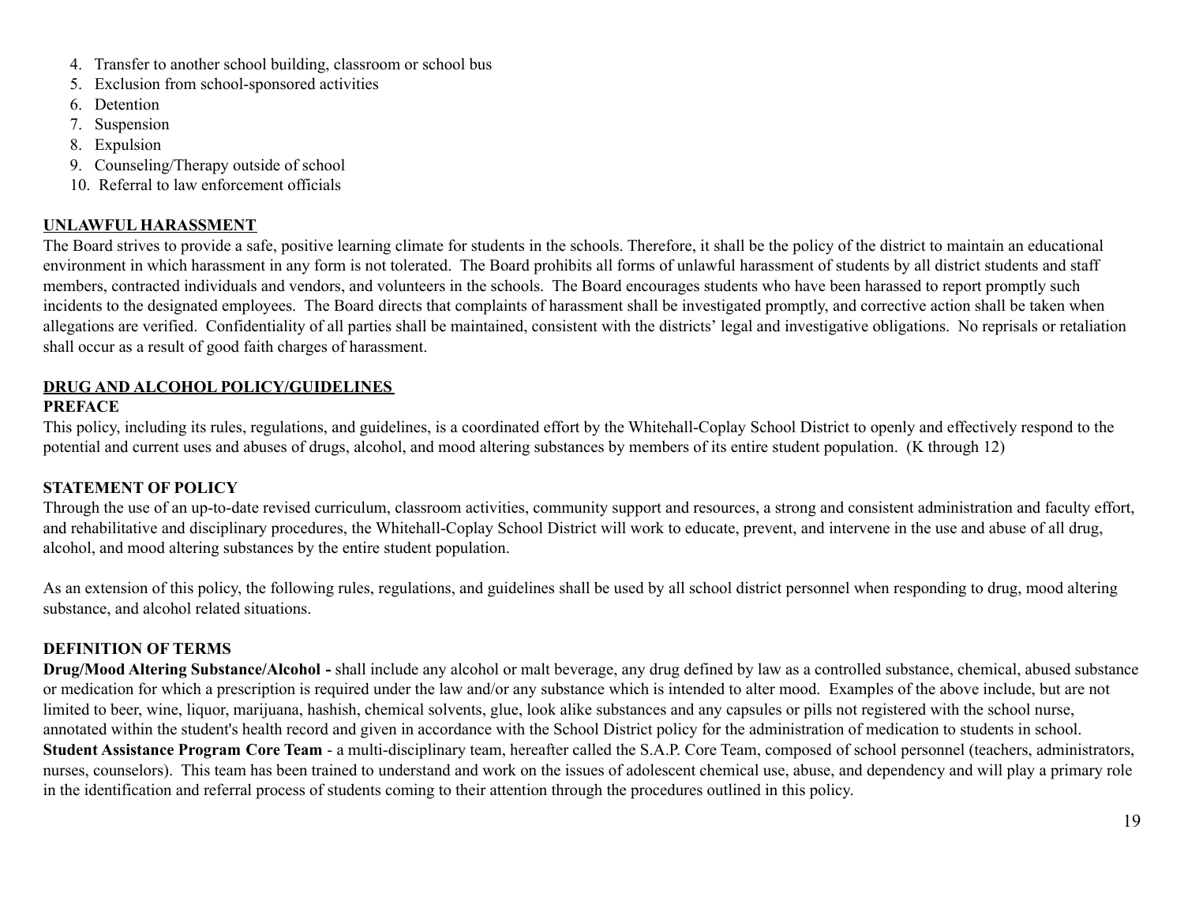4. Transfer to another school building, classroom or school bus
5. Exclusion from school-sponsored activities
6. Detention
7. Suspension
8. Expulsion
9. Counseling/Therapy outside of school
10. Referral to law enforcement officials

## UNLAWFUL HARASSMENT

The Board strives to provide a safe, positive learning climate for students in the schools. Therefore, it shall be the policy of the district to maintain an educational environment in which harassment in any form is not tolerated. The Board prohibits all forms of unlawful harassment of students by all district students and staff members, contracted individuals and vendors, and volunteers in the schools. The Board encourages students who have been harassed to report promptly such incidents to the designated employees. The Board directs that complaints of harassment shall be investigated promptly, and corrective action shall be taken when allegations are verified. Confidentiality of all parties shall be maintained, consistent with the districts' legal and investigative obligations. No reprisals or retaliation shall occur as a result of good faith charges of harassment.

## DRUG AND ALCOHOL POLICY/GUIDELINES

### PREFACE

This policy, including its rules, regulations, and guidelines, is a coordinated effort by the Whitehall-Coplay School District to openly and effectively respond to the potential and current uses and abuses of drugs, alcohol, and mood altering substances by members of its entire student population. (K through 12)

### STATEMENT OF POLICY

Through the use of an up-to-date revised curriculum, classroom activities, community support and resources, a strong and consistent administration and faculty effort, and rehabilitative and disciplinary procedures, the Whitehall-Coplay School District will work to educate, prevent, and intervene in the use and abuse of all drug, alcohol, and mood altering substances by the entire student population.

As an extension of this policy, the following rules, regulations, and guidelines shall be used by all school district personnel when responding to drug, mood altering substance, and alcohol related situations.

### DEFINITION OF TERMS

**Drug/Mood Altering Substance/Alcohol -** shall include any alcohol or malt beverage, any drug defined by law as a controlled substance, chemical, abused substance or medication for which a prescription is required under the law and/or any substance which is intended to alter mood. Examples of the above include, but are not limited to beer, wine, liquor, marijuana, hashish, chemical solvents, glue, look alike substances and any capsules or pills not registered with the school nurse, annotated within the student's health record and given in accordance with the School District policy for the administration of medication to students in school.

**Student Assistance Program Core Team** - a multi-disciplinary team, hereafter called the S.A.P. Core Team, composed of school personnel (teachers, administrators, nurses, counselors). This team has been trained to understand and work on the issues of adolescent chemical use, abuse, and dependency and will play a primary role in the identification and referral process of students coming to their attention through the procedures outlined in this policy.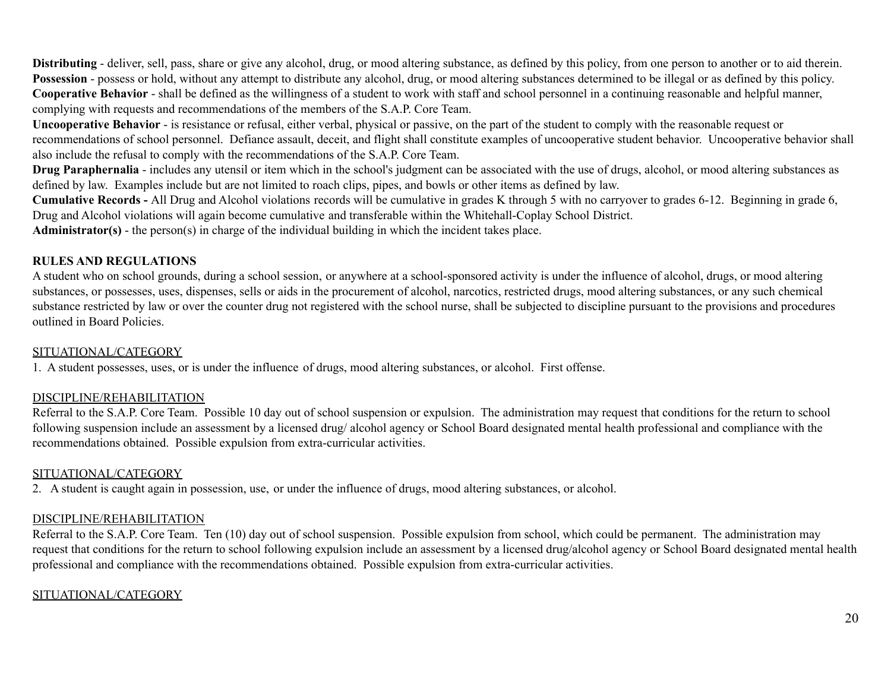**Distributing** - deliver, sell, pass, share or give any alcohol, drug, or mood altering substance, as defined by this policy, from one person to another or to aid therein.
**Possession** - possess or hold, without any attempt to distribute any alcohol, drug, or mood altering substances determined to be illegal or as defined by this policy.
**Cooperative Behavior** - shall be defined as the willingness of a student to work with staff and school personnel in a continuing reasonable and helpful manner, complying with requests and recommendations of the members of the S.A.P. Core Team.
**Uncooperative Behavior** - is resistance or refusal, either verbal, physical or passive, on the part of the student to comply with the reasonable request or recommendations of school personnel. Defiance assault, deceit, and flight shall constitute examples of uncooperative student behavior. Uncooperative behavior shall also include the refusal to comply with the recommendations of the S.A.P. Core Team.
**Drug Paraphernalia** - includes any utensil or item which in the school's judgment can be associated with the use of drugs, alcohol, or mood altering substances as defined by law. Examples include but are not limited to roach clips, pipes, and bowls or other items as defined by law.
**Cumulative Records -** All Drug and Alcohol violations records will be cumulative in grades K through 5 with no carryover to grades 6-12. Beginning in grade 6, Drug and Alcohol violations will again become cumulative and transferable within the Whitehall-Coplay School District.
**Administrator(s)** - the person(s) in charge of the individual building in which the incident takes place.

**RULES AND REGULATIONS**

A student who on school grounds, during a school session, or anywhere at a school-sponsored activity is under the influence of alcohol, drugs, or mood altering substances, or possesses, uses, dispenses, sells or aids in the procurement of alcohol, narcotics, restricted drugs, mood altering substances, or any such chemical substance restricted by law or over the counter drug not registered with the school nurse, shall be subjected to discipline pursuant to the provisions and procedures outlined in Board Policies.

SITUATIONAL/CATEGORY

1. A student possesses, uses, or is under the influence of drugs, mood altering substances, or alcohol. First offense.

DISCIPLINE/REHABILITATION

Referral to the S.A.P. Core Team. Possible 10 day out of school suspension or expulsion. The administration may request that conditions for the return to school following suspension include an assessment by a licensed drug/ alcohol agency or School Board designated mental health professional and compliance with the recommendations obtained. Possible expulsion from extra-curricular activities.

SITUATIONAL/CATEGORY

2. A student is caught again in possession, use, or under the influence of drugs, mood altering substances, or alcohol.

DISCIPLINE/REHABILITATION

Referral to the S.A.P. Core Team. Ten (10) day out of school suspension. Possible expulsion from school, which could be permanent. The administration may request that conditions for the return to school following expulsion include an assessment by a licensed drug/alcohol agency or School Board designated mental health professional and compliance with the recommendations obtained. Possible expulsion from extra-curricular activities.

SITUATIONAL/CATEGORY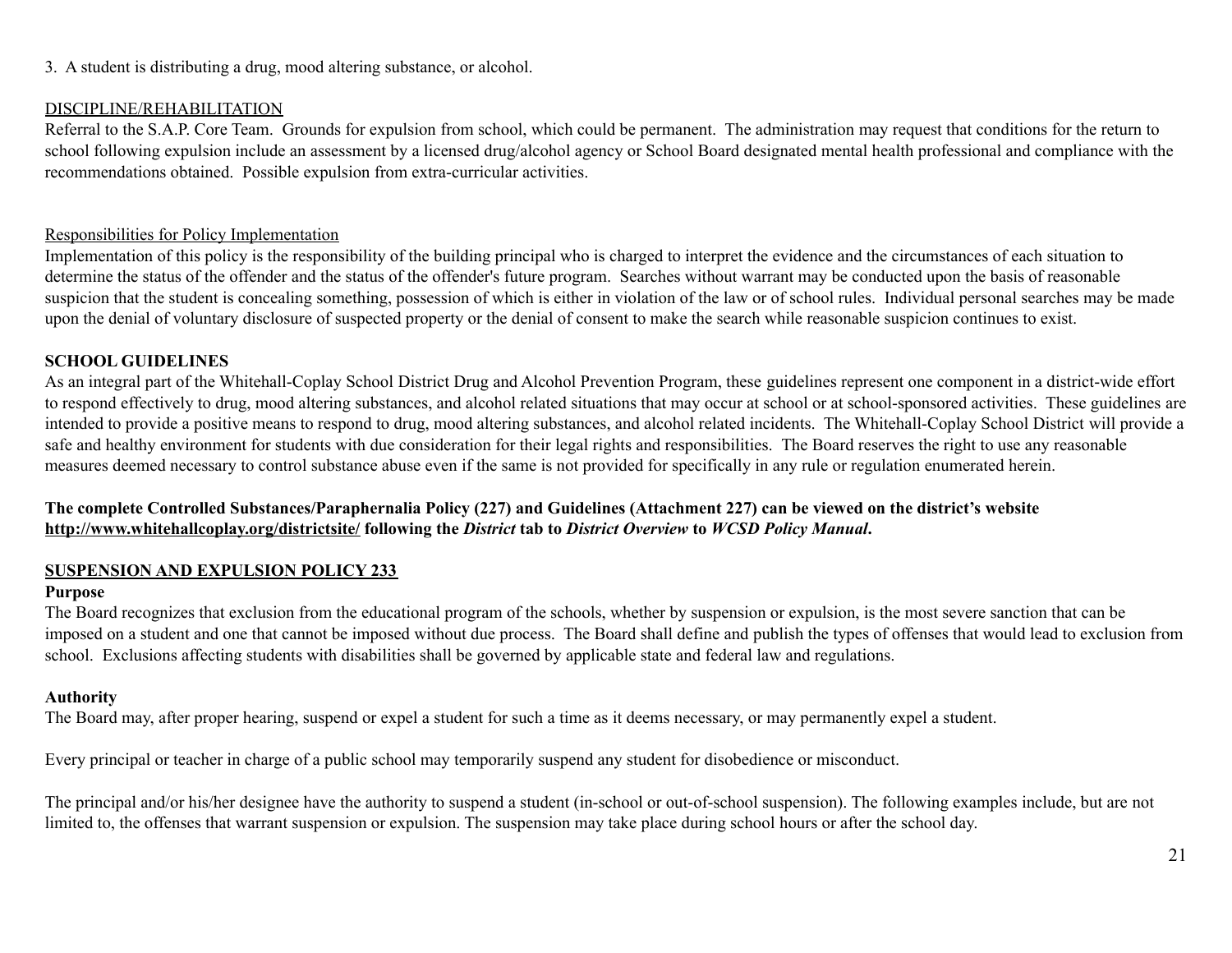3. A student is distributing a drug, mood altering substance, or alcohol.

<u>DISCIPLINE/REHABILITATION</u>

Referral to the S.A.P. Core Team. Grounds for expulsion from school, which could be permanent. The administration may request that conditions for the return to school following expulsion include an assessment by a licensed drug/alcohol agency or School Board designated mental health professional and compliance with the recommendations obtained. Possible expulsion from extra-curricular activities.

<u>Responsibilities for Policy Implementation</u>

Implementation of this policy is the responsibility of the building principal who is charged to interpret the evidence and the circumstances of each situation to determine the status of the offender and the status of the offender's future program. Searches without warrant may be conducted upon the basis of reasonable suspicion that the student is concealing something, possession of which is either in violation of the law or of school rules. Individual personal searches may be made upon the denial of voluntary disclosure of suspected property or the denial of consent to make the search while reasonable suspicion continues to exist.

**SCHOOL GUIDELINES**

As an integral part of the Whitehall-Coplay School District Drug and Alcohol Prevention Program, these guidelines represent one component in a district-wide effort to respond effectively to drug, mood altering substances, and alcohol related situations that may occur at school or at school-sponsored activities. These guidelines are intended to provide a positive means to respond to drug, mood altering substances, and alcohol related incidents. The Whitehall-Coplay School District will provide a safe and healthy environment for students with due consideration for their legal rights and responsibilities. The Board reserves the right to use any reasonable measures deemed necessary to control substance abuse even if the same is not provided for specifically in any rule or regulation enumerated herein.

**The complete Controlled Substances/Paraphernalia Policy (227) and Guidelines (Attachment 227) can be viewed on the district's website <u>http://www.whitehallcoplay.org/districtsite/</u> following the *District* tab to *District Overview* to *WCSD Policy Manual*.**

## SUSPENSION AND EXPULSION POLICY 233

**Purpose**

The Board recognizes that exclusion from the educational program of the schools, whether by suspension or expulsion, is the most severe sanction that can be imposed on a student and one that cannot be imposed without due process. The Board shall define and publish the types of offenses that would lead to exclusion from school. Exclusions affecting students with disabilities shall be governed by applicable state and federal law and regulations.

**Authority**

The Board may, after proper hearing, suspend or expel a student for such a time as it deems necessary, or may permanently expel a student.

Every principal or teacher in charge of a public school may temporarily suspend any student for disobedience or misconduct.

The principal and/or his/her designee have the authority to suspend a student (in-school or out-of-school suspension). The following examples include, but are not limited to, the offenses that warrant suspension or expulsion. The suspension may take place during school hours or after the school day.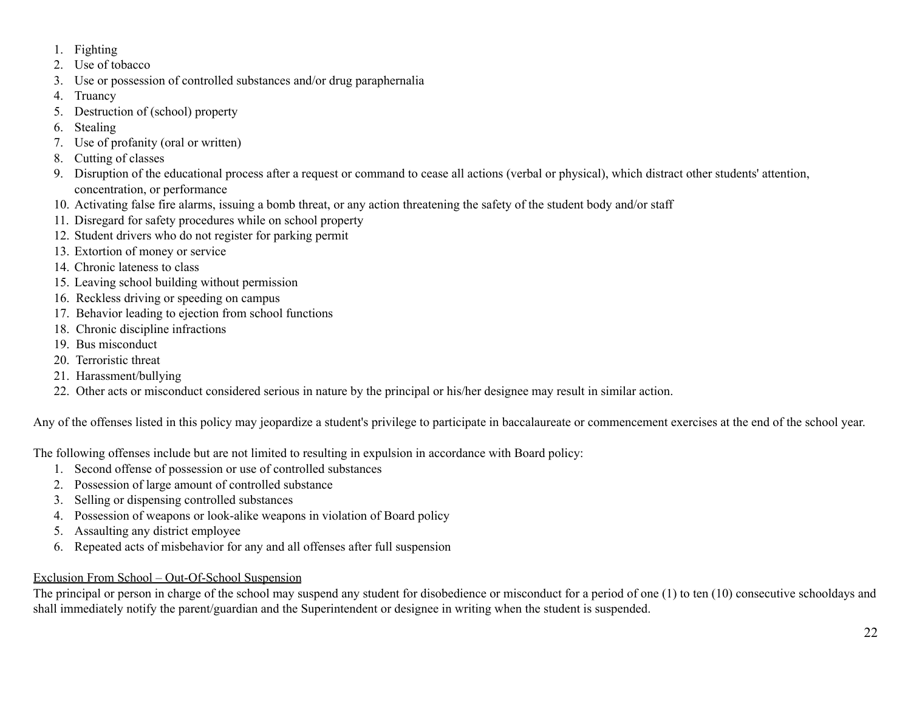1. Fighting
2. Use of tobacco
3. Use or possession of controlled substances and/or drug paraphernalia
4. Truancy
5. Destruction of (school) property
6. Stealing
7. Use of profanity (oral or written)
8. Cutting of classes
9. Disruption of the educational process after a request or command to cease all actions (verbal or physical), which distract other students' attention, concentration, or performance
10. Activating false fire alarms, issuing a bomb threat, or any action threatening the safety of the student body and/or staff
11. Disregard for safety procedures while on school property
12. Student drivers who do not register for parking permit
13. Extortion of money or service
14. Chronic lateness to class
15. Leaving school building without permission
16. Reckless driving or speeding on campus
17. Behavior leading to ejection from school functions
18. Chronic discipline infractions
19. Bus misconduct
20. Terroristic threat
21. Harassment/bullying
22. Other acts or misconduct considered serious in nature by the principal or his/her designee may result in similar action.

Any of the offenses listed in this policy may jeopardize a student's privilege to participate in baccalaureate or commencement exercises at the end of the school year.

The following offenses include but are not limited to resulting in expulsion in accordance with Board policy:

1. Second offense of possession or use of controlled substances
2. Possession of large amount of controlled substance
3. Selling or dispensing controlled substances
4. Possession of weapons or look-alike weapons in violation of Board policy
5. Assaulting any district employee
6. Repeated acts of misbehavior for any and all offenses after full suspension

<u>Exclusion From School – Out-Of-School Suspension</u>

The principal or person in charge of the school may suspend any student for disobedience or misconduct for a period of one (1) to ten (10) consecutive schooldays and shall immediately notify the parent/guardian and the Superintendent or designee in writing when the student is suspended.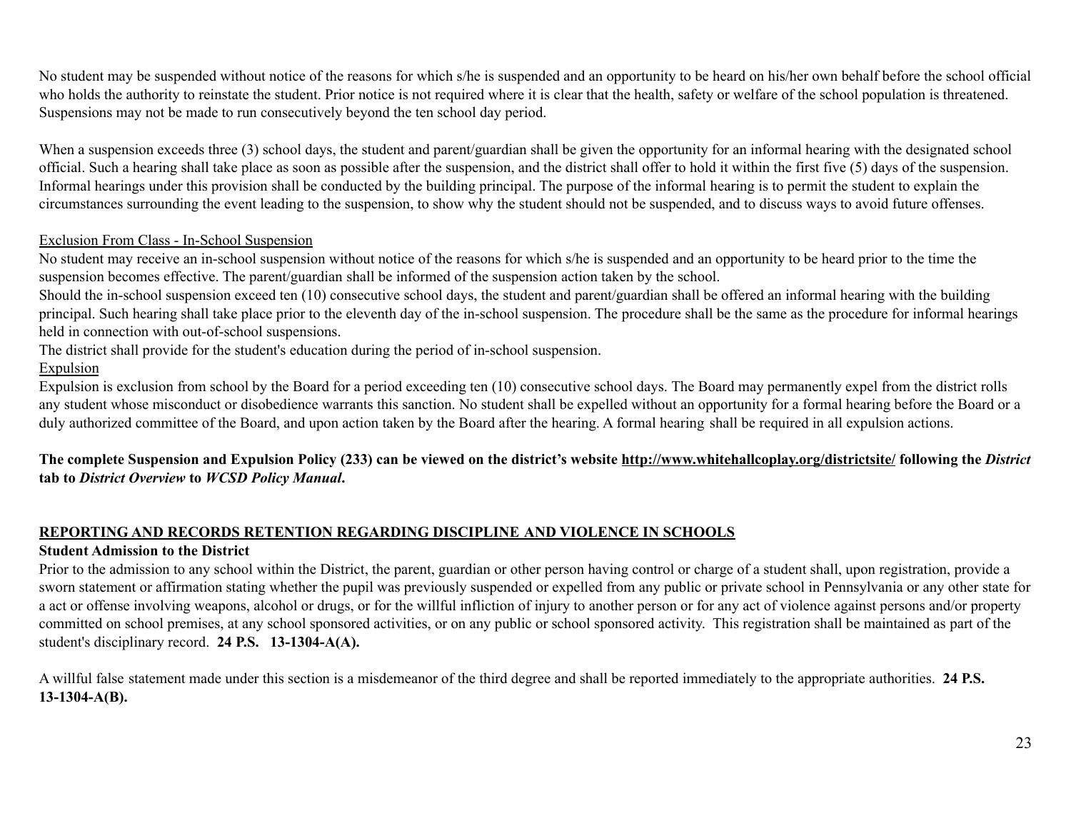No student may be suspended without notice of the reasons for which s/he is suspended and an opportunity to be heard on his/her own behalf before the school official who holds the authority to reinstate the student. Prior notice is not required where it is clear that the health, safety or welfare of the school population is threatened. Suspensions may not be made to run consecutively beyond the ten school day period.

When a suspension exceeds three (3) school days, the student and parent/guardian shall be given the opportunity for an informal hearing with the designated school official. Such a hearing shall take place as soon as possible after the suspension, and the district shall offer to hold it within the first five (5) days of the suspension. Informal hearings under this provision shall be conducted by the building principal. The purpose of the informal hearing is to permit the student to explain the circumstances surrounding the event leading to the suspension, to show why the student should not be suspended, and to discuss ways to avoid future offenses.

<u>Exclusion From Class - In-School Suspension</u>

No student may receive an in-school suspension without notice of the reasons for which s/he is suspended and an opportunity to be heard prior to the time the suspension becomes effective. The parent/guardian shall be informed of the suspension action taken by the school.

Should the in-school suspension exceed ten (10) consecutive school days, the student and parent/guardian shall be offered an informal hearing with the building principal. Such hearing shall take place prior to the eleventh day of the in-school suspension. The procedure shall be the same as the procedure for informal hearings held in connection with out-of-school suspensions.

The district shall provide for the student's education during the period of in-school suspension.

<u>Expulsion</u>

Expulsion is exclusion from school by the Board for a period exceeding ten (10) consecutive school days. The Board may permanently expel from the district rolls any student whose misconduct or disobedience warrants this sanction. No student shall be expelled without an opportunity for a formal hearing before the Board or a duly authorized committee of the Board, and upon action taken by the Board after the hearing. A formal hearing shall be required in all expulsion actions.

**The complete Suspension and Expulsion Policy (233) can be viewed on the district's website <u>http://www.whitehallcoplay.org/districtsite/</u> following the *District* tab to *District Overview* to *WCSD Policy Manual*.**

## <u>REPORTING AND RECORDS RETENTION REGARDING DISCIPLINE AND VIOLENCE IN SCHOOLS</u>

**Student Admission to the District**

Prior to the admission to any school within the District, the parent, guardian or other person having control or charge of a student shall, upon registration, provide a sworn statement or affirmation stating whether the pupil was previously suspended or expelled from any public or private school in Pennsylvania or any other state for a act or offense involving weapons, alcohol or drugs, or for the willful infliction of injury to another person or for any act of violence against persons and/or property committed on school premises, at any school sponsored activities, or on any public or school sponsored activity. This registration shall be maintained as part of the student's disciplinary record. **24 P.S. 13-1304-A(A).**

A willful false statement made under this section is a misdemeanor of the third degree and shall be reported immediately to the appropriate authorities. **24 P.S. 13-1304-A(B).**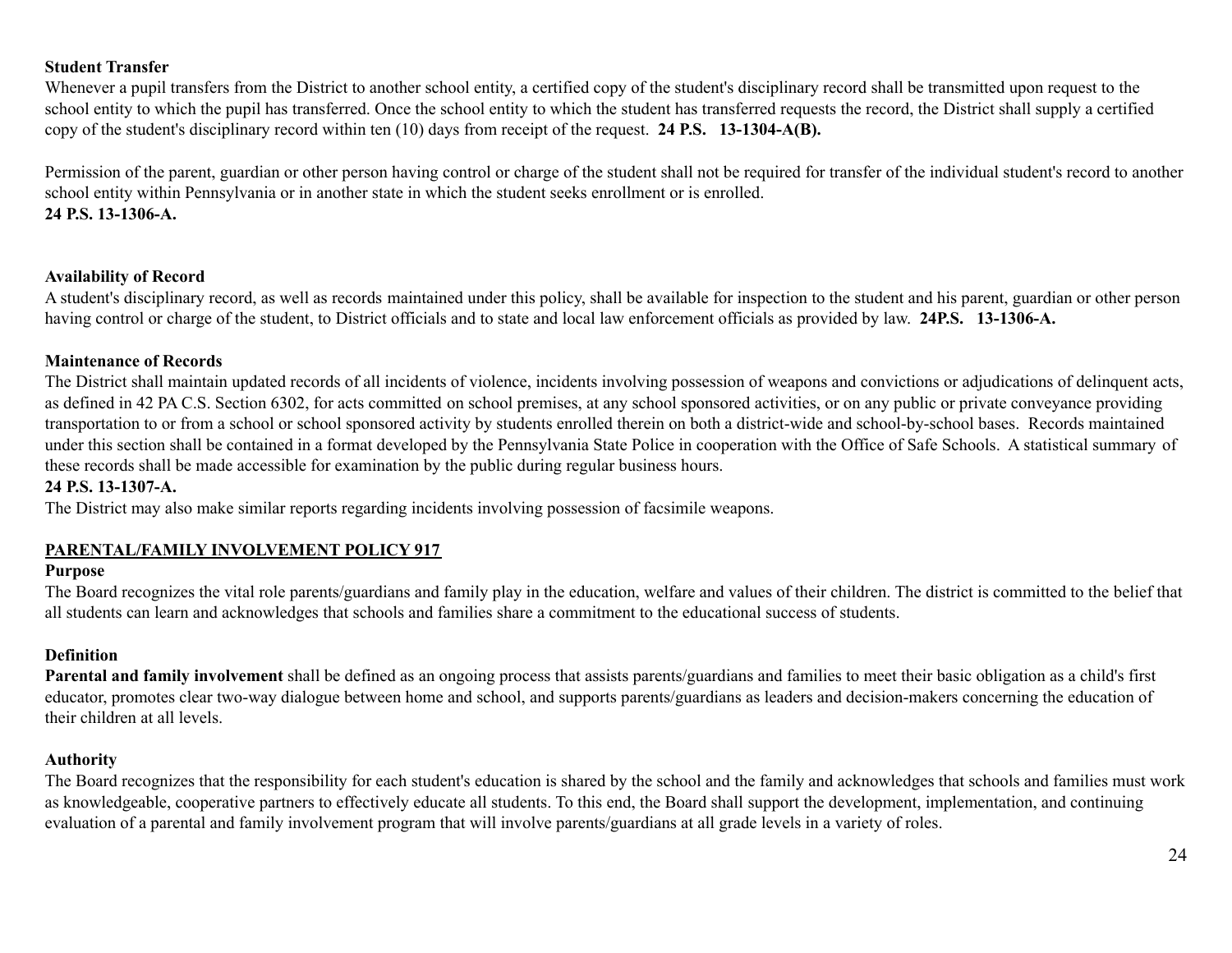**Student Transfer**

Whenever a pupil transfers from the District to another school entity, a certified copy of the student's disciplinary record shall be transmitted upon request to the school entity to which the pupil has transferred. Once the school entity to which the student has transferred requests the record, the District shall supply a certified copy of the student's disciplinary record within ten (10) days from receipt of the request. **24 P.S. 13-1304-A(B).**

Permission of the parent, guardian or other person having control or charge of the student shall not be required for transfer of the individual student's record to another school entity within Pennsylvania or in another state in which the student seeks enrollment or is enrolled.
**24 P.S. 13-1306-A.**

**Availability of Record**

A student's disciplinary record, as well as records maintained under this policy, shall be available for inspection to the student and his parent, guardian or other person having control or charge of the student, to District officials and to state and local law enforcement officials as provided by law. **24P.S. 13-1306-A.**

**Maintenance of Records**

The District shall maintain updated records of all incidents of violence, incidents involving possession of weapons and convictions or adjudications of delinquent acts, as defined in 42 PA C.S. Section 6302, for acts committed on school premises, at any school sponsored activities, or on any public or private conveyance providing transportation to or from a school or school sponsored activity by students enrolled therein on both a district-wide and school-by-school bases. Records maintained under this section shall be contained in a format developed by the Pennsylvania State Police in cooperation with the Office of Safe Schools. A statistical summary of these records shall be made accessible for examination by the public during regular business hours.
**24 P.S. 13-1307-A.**
The District may also make similar reports regarding incidents involving possession of facsimile weapons.

## PARENTAL/FAMILY INVOLVEMENT POLICY 917

**Purpose**

The Board recognizes the vital role parents/guardians and family play in the education, welfare and values of their children. The district is committed to the belief that all students can learn and acknowledges that schools and families share a commitment to the educational success of students.

**Definition**

**Parental and family involvement** shall be defined as an ongoing process that assists parents/guardians and families to meet their basic obligation as a child's first educator, promotes clear two-way dialogue between home and school, and supports parents/guardians as leaders and decision-makers concerning the education of their children at all levels.

**Authority**

The Board recognizes that the responsibility for each student's education is shared by the school and the family and acknowledges that schools and families must work as knowledgeable, cooperative partners to effectively educate all students. To this end, the Board shall support the development, implementation, and continuing evaluation of a parental and family involvement program that will involve parents/guardians at all grade levels in a variety of roles.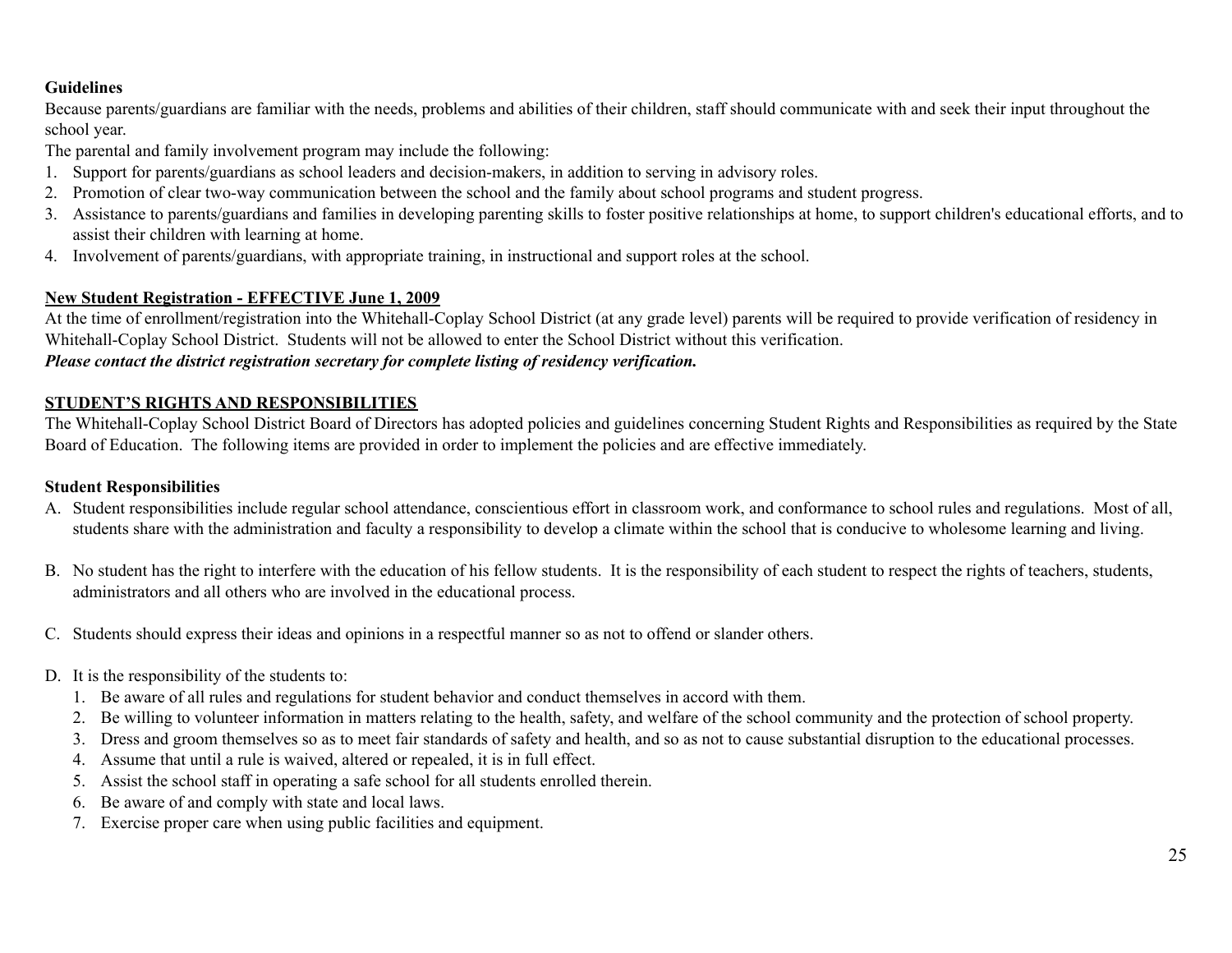**Guidelines**

Because parents/guardians are familiar with the needs, problems and abilities of their children, staff should communicate with and seek their input throughout the school year.

The parental and family involvement program may include the following:

1. Support for parents/guardians as school leaders and decision-makers, in addition to serving in advisory roles.
2. Promotion of clear two-way communication between the school and the family about school programs and student progress.
3. Assistance to parents/guardians and families in developing parenting skills to foster positive relationships at home, to support children's educational efforts, and to assist their children with learning at home.
4. Involvement of parents/guardians, with appropriate training, in instructional and support roles at the school.

**New Student Registration - EFFECTIVE June 1, 2009**

At the time of enrollment/registration into the Whitehall-Coplay School District (at any grade level) parents will be required to provide verification of residency in Whitehall-Coplay School District. Students will not be allowed to enter the School District without this verification.

***Please contact the district registration secretary for complete listing of residency verification.***

## STUDENT'S RIGHTS AND RESPONSIBILITIES

The Whitehall-Coplay School District Board of Directors has adopted policies and guidelines concerning Student Rights and Responsibilities as required by the State Board of Education. The following items are provided in order to implement the policies and are effective immediately.

**Student Responsibilities**

A. Student responsibilities include regular school attendance, conscientious effort in classroom work, and conformance to school rules and regulations. Most of all, students share with the administration and faculty a responsibility to develop a climate within the school that is conducive to wholesome learning and living.

B. No student has the right to interfere with the education of his fellow students. It is the responsibility of each student to respect the rights of teachers, students, administrators and all others who are involved in the educational process.

C. Students should express their ideas and opinions in a respectful manner so as not to offend or slander others.

D. It is the responsibility of the students to:
   1. Be aware of all rules and regulations for student behavior and conduct themselves in accord with them.
   2. Be willing to volunteer information in matters relating to the health, safety, and welfare of the school community and the protection of school property.
   3. Dress and groom themselves so as to meet fair standards of safety and health, and so as not to cause substantial disruption to the educational processes.
   4. Assume that until a rule is waived, altered or repealed, it is in full effect.
   5. Assist the school staff in operating a safe school for all students enrolled therein.
   6. Be aware of and comply with state and local laws.
   7. Exercise proper care when using public facilities and equipment.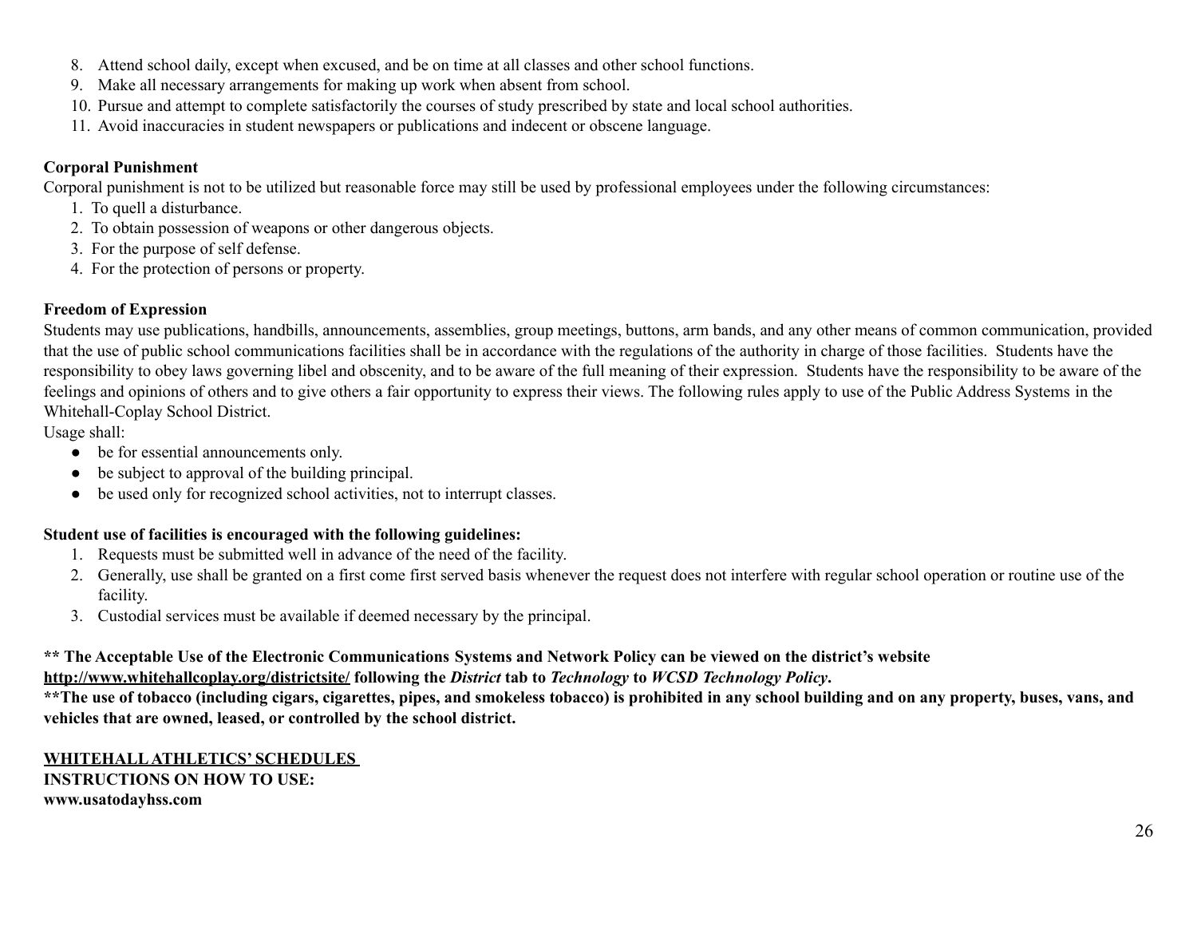8. Attend school daily, except when excused, and be on time at all classes and other school functions.
9. Make all necessary arrangements for making up work when absent from school.
10. Pursue and attempt to complete satisfactorily the courses of study prescribed by state and local school authorities.
11. Avoid inaccuracies in student newspapers or publications and indecent or obscene language.

**Corporal Punishment**

Corporal punishment is not to be utilized but reasonable force may still be used by professional employees under the following circumstances:

1. To quell a disturbance.
2. To obtain possession of weapons or other dangerous objects.
3. For the purpose of self defense.
4. For the protection of persons or property.

**Freedom of Expression**

Students may use publications, handbills, announcements, assemblies, group meetings, buttons, arm bands, and any other means of common communication, provided that the use of public school communications facilities shall be in accordance with the regulations of the authority in charge of those facilities. Students have the responsibility to obey laws governing libel and obscenity, and to be aware of the full meaning of their expression. Students have the responsibility to be aware of the feelings and opinions of others and to give others a fair opportunity to express their views. The following rules apply to use of the Public Address Systems in the Whitehall-Coplay School District.

Usage shall:

- be for essential announcements only.
- be subject to approval of the building principal.
- be used only for recognized school activities, not to interrupt classes.

**Student use of facilities is encouraged with the following guidelines:**

1. Requests must be submitted well in advance of the need of the facility.
2. Generally, use shall be granted on a first come first served basis whenever the request does not interfere with regular school operation or routine use of the facility.
3. Custodial services must be available if deemed necessary by the principal.

**** The Acceptable Use of the Electronic Communications Systems and Network Policy can be viewed on the district's website <u>http://www.whitehallcoplay.org/districtsite/</u> following the *District* tab to *Technology* to *WCSD Technology Policy*.**

****The use of tobacco (including cigars, cigarettes, pipes, and smokeless tobacco) is prohibited in any school building and on any property, buses, vans, and vehicles that are owned, leased, or controlled by the school district.**

**<u>WHITEHALL ATHLETICS' SCHEDULES</u>**
**INSTRUCTIONS ON HOW TO USE:**
**www.usatodayhss.com**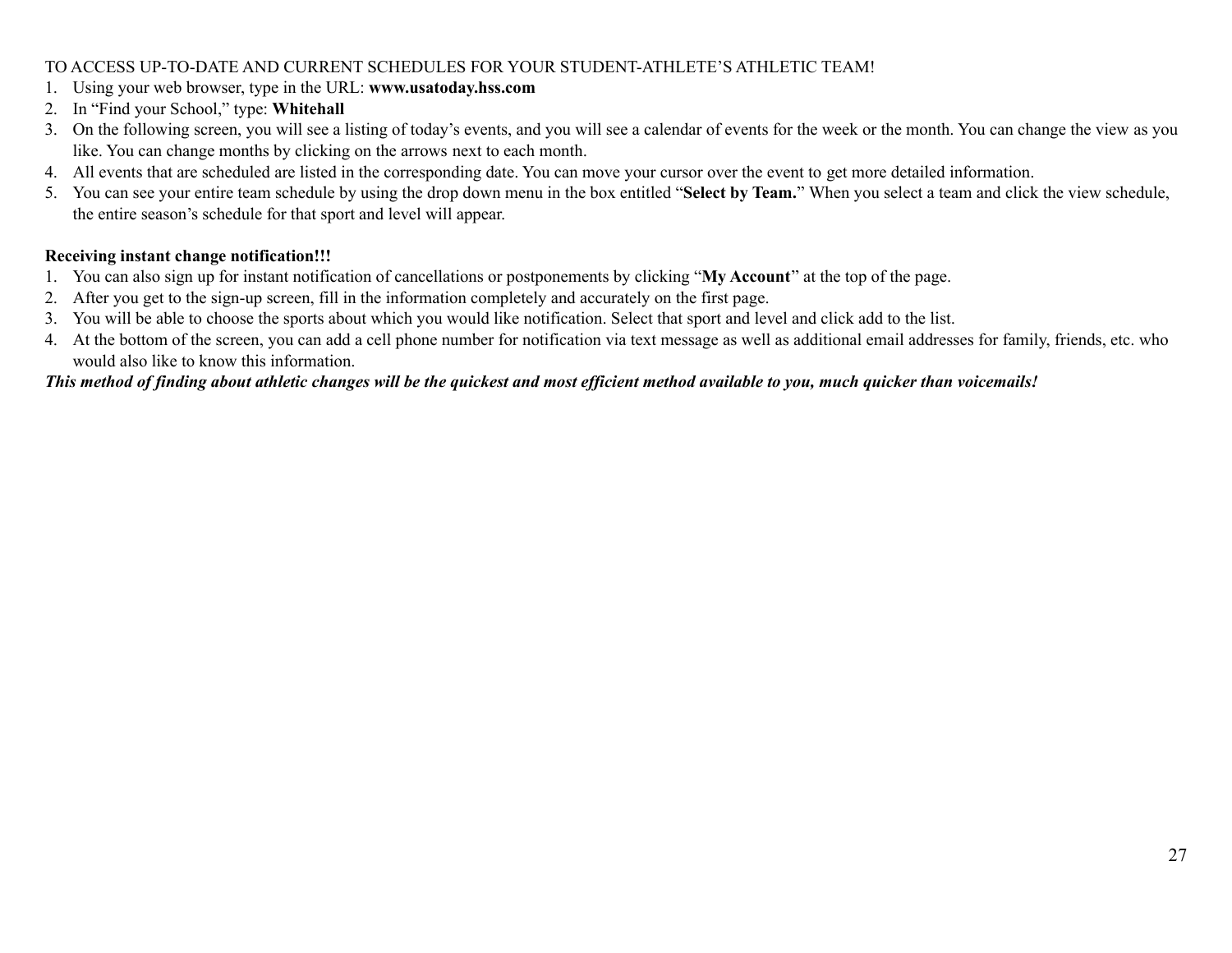TO ACCESS UP-TO-DATE AND CURRENT SCHEDULES FOR YOUR STUDENT-ATHLETE'S ATHLETIC TEAM!

1. Using your web browser, type in the URL: **www.usatoday.hss.com**
2. In "Find your School," type: **Whitehall**
3. On the following screen, you will see a listing of today's events, and you will see a calendar of events for the week or the month. You can change the view as you like. You can change months by clicking on the arrows next to each month.
4. All events that are scheduled are listed in the corresponding date. You can move your cursor over the event to get more detailed information.
5. You can see your entire team schedule by using the drop down menu in the box entitled "**Select by Team.**" When you select a team and click the view schedule, the entire season's schedule for that sport and level will appear.

**Receiving instant change notification!!!**

1. You can also sign up for instant notification of cancellations or postponements by clicking "**My Account**" at the top of the page.
2. After you get to the sign-up screen, fill in the information completely and accurately on the first page.
3. You will be able to choose the sports about which you would like notification. Select that sport and level and click add to the list.
4. At the bottom of the screen, you can add a cell phone number for notification via text message as well as additional email addresses for family, friends, etc. who would also like to know this information.

***This method of finding about athletic changes will be the quickest and most efficient method available to you, much quicker than voicemails!***